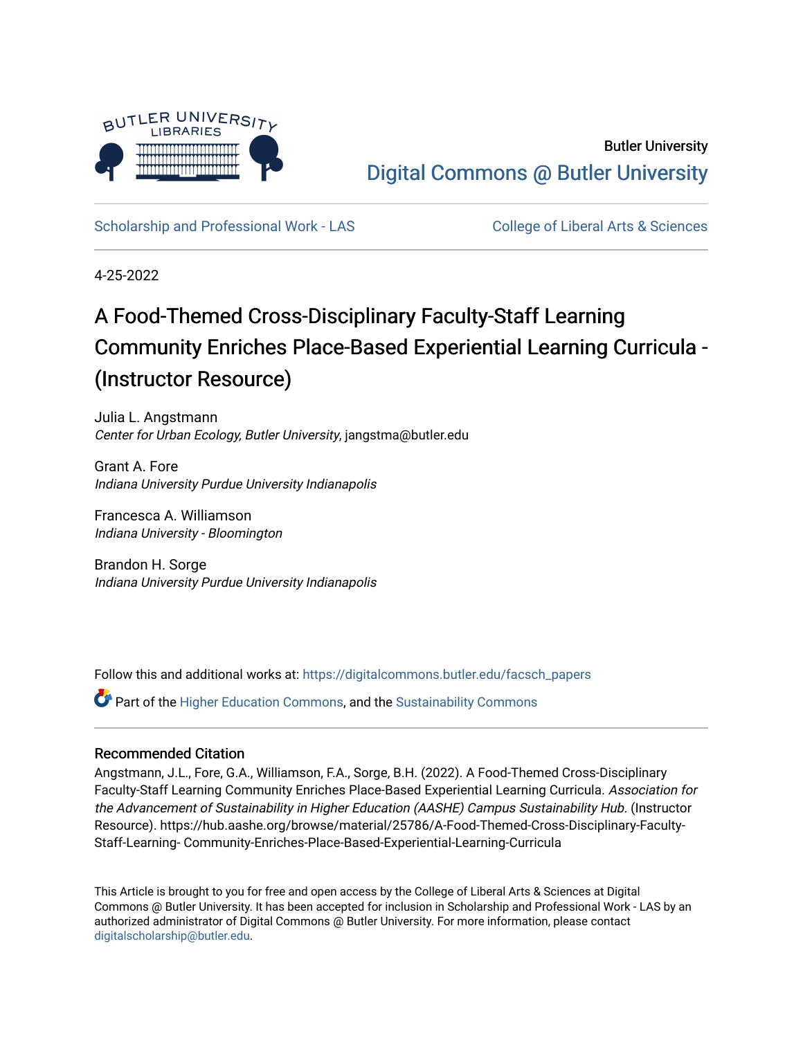Butler University

Digital Commons @ Butler University

Scholarship and Professional Work - LAS | College of Liberal Arts & Sciences

4-25-2022

# A Food-Themed Cross-Disciplinary Faculty-Staff Learning Community Enriches Place-Based Experiential Learning Curricula - (Instructor Resource)

Julia L. Angstmann
*Center for Urban Ecology, Butler University*, jangstma@butler.edu

Grant A. Fore
*Indiana University Purdue University Indianapolis*

Francesca A. Williamson
*Indiana University - Bloomington*

Brandon H. Sorge
*Indiana University Purdue University Indianapolis*

Follow this and additional works at: https://digitalcommons.butler.edu/facsch_papers

Part of the Higher Education Commons, and the Sustainability Commons

## Recommended Citation

Angstmann, J.L., Fore, G.A., Williamson, F.A., Sorge, B.H. (2022). A Food-Themed Cross-Disciplinary Faculty-Staff Learning Community Enriches Place-Based Experiential Learning Curricula. *Association for the Advancement of Sustainability in Higher Education (AASHE) Campus Sustainability Hub*. (Instructor Resource). https://hub.aashe.org/browse/material/25786/A-Food-Themed-Cross-Disciplinary-Faculty-Staff-Learning- Community-Enriches-Place-Based-Experiential-Learning-Curricula

This Article is brought to you for free and open access by the College of Liberal Arts & Sciences at Digital Commons @ Butler University. It has been accepted for inclusion in Scholarship and Professional Work - LAS by an authorized administrator of Digital Commons @ Butler University. For more information, please contact digitalscholarship@butler.edu.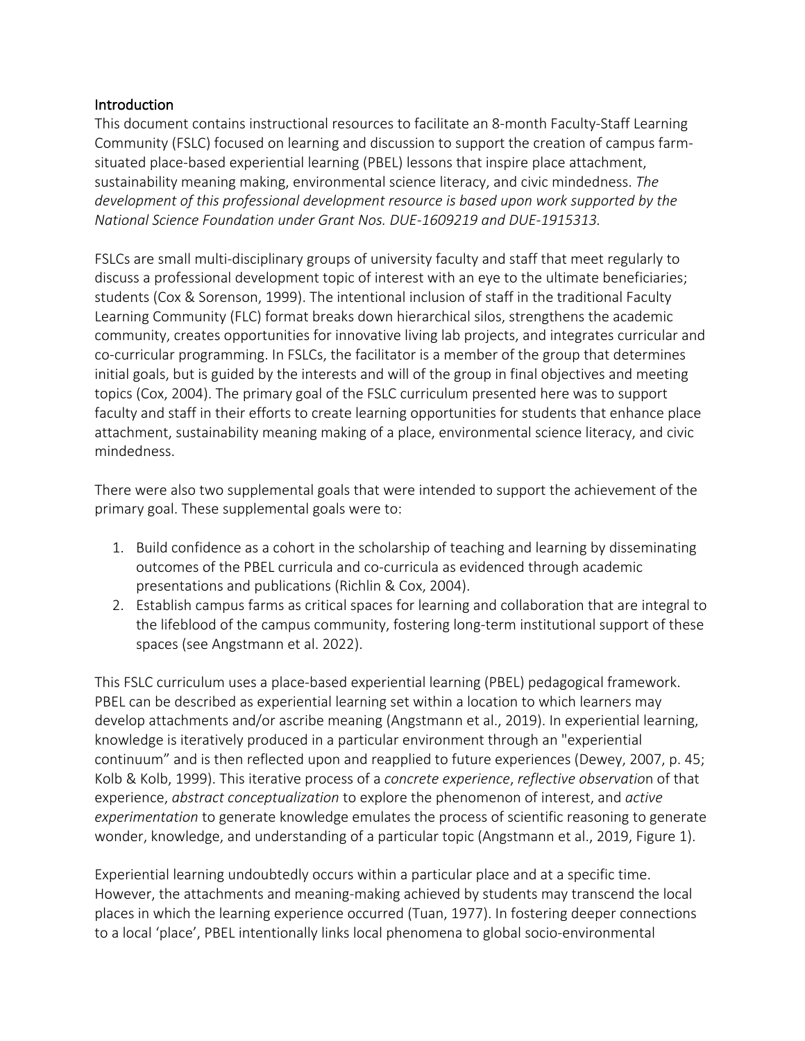## Introduction

This document contains instructional resources to facilitate an 8-month Faculty-Staff Learning Community (FSLC) focused on learning and discussion to support the creation of campus farm-situated place-based experiential learning (PBEL) lessons that inspire place attachment, sustainability meaning making, environmental science literacy, and civic mindedness. *The development of this professional development resource is based upon work supported by the National Science Foundation under Grant Nos. DUE-1609219 and DUE-1915313.*

FSLCs are small multi-disciplinary groups of university faculty and staff that meet regularly to discuss a professional development topic of interest with an eye to the ultimate beneficiaries; students (Cox & Sorenson, 1999). The intentional inclusion of staff in the traditional Faculty Learning Community (FLC) format breaks down hierarchical silos, strengthens the academic community, creates opportunities for innovative living lab projects, and integrates curricular and co-curricular programming. In FSLCs, the facilitator is a member of the group that determines initial goals, but is guided by the interests and will of the group in final objectives and meeting topics (Cox, 2004). The primary goal of the FSLC curriculum presented here was to support faculty and staff in their efforts to create learning opportunities for students that enhance place attachment, sustainability meaning making of a place, environmental science literacy, and civic mindedness.

There were also two supplemental goals that were intended to support the achievement of the primary goal. These supplemental goals were to:

1. Build confidence as a cohort in the scholarship of teaching and learning by disseminating outcomes of the PBEL curricula and co-curricula as evidenced through academic presentations and publications (Richlin & Cox, 2004).
2. Establish campus farms as critical spaces for learning and collaboration that are integral to the lifeblood of the campus community, fostering long-term institutional support of these spaces (see Angstmann et al. 2022).

This FSLC curriculum uses a place-based experiential learning (PBEL) pedagogical framework. PBEL can be described as experiential learning set within a location to which learners may develop attachments and/or ascribe meaning (Angstmann et al., 2019). In experiential learning, knowledge is iteratively produced in a particular environment through an "experiential continuum" and is then reflected upon and reapplied to future experiences (Dewey, 2007, p. 45; Kolb & Kolb, 1999). This iterative process of a *concrete experience*, *reflective observation* of that experience, *abstract conceptualization* to explore the phenomenon of interest, and *active experimentation* to generate knowledge emulates the process of scientific reasoning to generate wonder, knowledge, and understanding of a particular topic (Angstmann et al., 2019, Figure 1).

Experiential learning undoubtedly occurs within a particular place and at a specific time. However, the attachments and meaning-making achieved by students may transcend the local places in which the learning experience occurred (Tuan, 1977). In fostering deeper connections to a local 'place', PBEL intentionally links local phenomena to global socio-environmental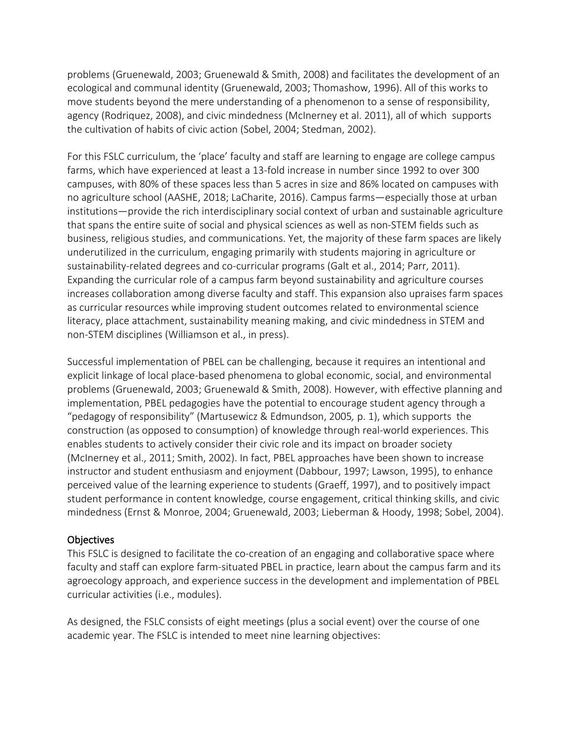problems (Gruenewald, 2003; Gruenewald & Smith, 2008) and facilitates the development of an ecological and communal identity (Gruenewald, 2003; Thomashow, 1996). All of this works to move students beyond the mere understanding of a phenomenon to a sense of responsibility, agency (Rodriquez, 2008), and civic mindedness (McInerney et al. 2011), all of which supports the cultivation of habits of civic action (Sobel, 2004; Stedman, 2002).

For this FSLC curriculum, the 'place' faculty and staff are learning to engage are college campus farms, which have experienced at least a 13-fold increase in number since 1992 to over 300 campuses, with 80% of these spaces less than 5 acres in size and 86% located on campuses with no agriculture school (AASHE, 2018; LaCharite, 2016). Campus farms—especially those at urban institutions—provide the rich interdisciplinary social context of urban and sustainable agriculture that spans the entire suite of social and physical sciences as well as non-STEM fields such as business, religious studies, and communications. Yet, the majority of these farm spaces are likely underutilized in the curriculum, engaging primarily with students majoring in agriculture or sustainability-related degrees and co-curricular programs (Galt et al., 2014; Parr, 2011). Expanding the curricular role of a campus farm beyond sustainability and agriculture courses increases collaboration among diverse faculty and staff. This expansion also upraises farm spaces as curricular resources while improving student outcomes related to environmental science literacy, place attachment, sustainability meaning making, and civic mindedness in STEM and non-STEM disciplines (Williamson et al., in press).

Successful implementation of PBEL can be challenging, because it requires an intentional and explicit linkage of local place-based phenomena to global economic, social, and environmental problems (Gruenewald, 2003; Gruenewald & Smith, 2008). However, with effective planning and implementation, PBEL pedagogies have the potential to encourage student agency through a "pedagogy of responsibility" (Martusewicz & Edmundson, 2005, p. 1), which supports the construction (as opposed to consumption) of knowledge through real-world experiences. This enables students to actively consider their civic role and its impact on broader society (McInerney et al., 2011; Smith, 2002). In fact, PBEL approaches have been shown to increase instructor and student enthusiasm and enjoyment (Dabbour, 1997; Lawson, 1995), to enhance perceived value of the learning experience to students (Graeff, 1997), and to positively impact student performance in content knowledge, course engagement, critical thinking skills, and civic mindedness (Ernst & Monroe, 2004; Gruenewald, 2003; Lieberman & Hoody, 1998; Sobel, 2004).

## Objectives

This FSLC is designed to facilitate the co-creation of an engaging and collaborative space where faculty and staff can explore farm-situated PBEL in practice, learn about the campus farm and its agroecology approach, and experience success in the development and implementation of PBEL curricular activities (i.e., modules).

As designed, the FSLC consists of eight meetings (plus a social event) over the course of one academic year. The FSLC is intended to meet nine learning objectives: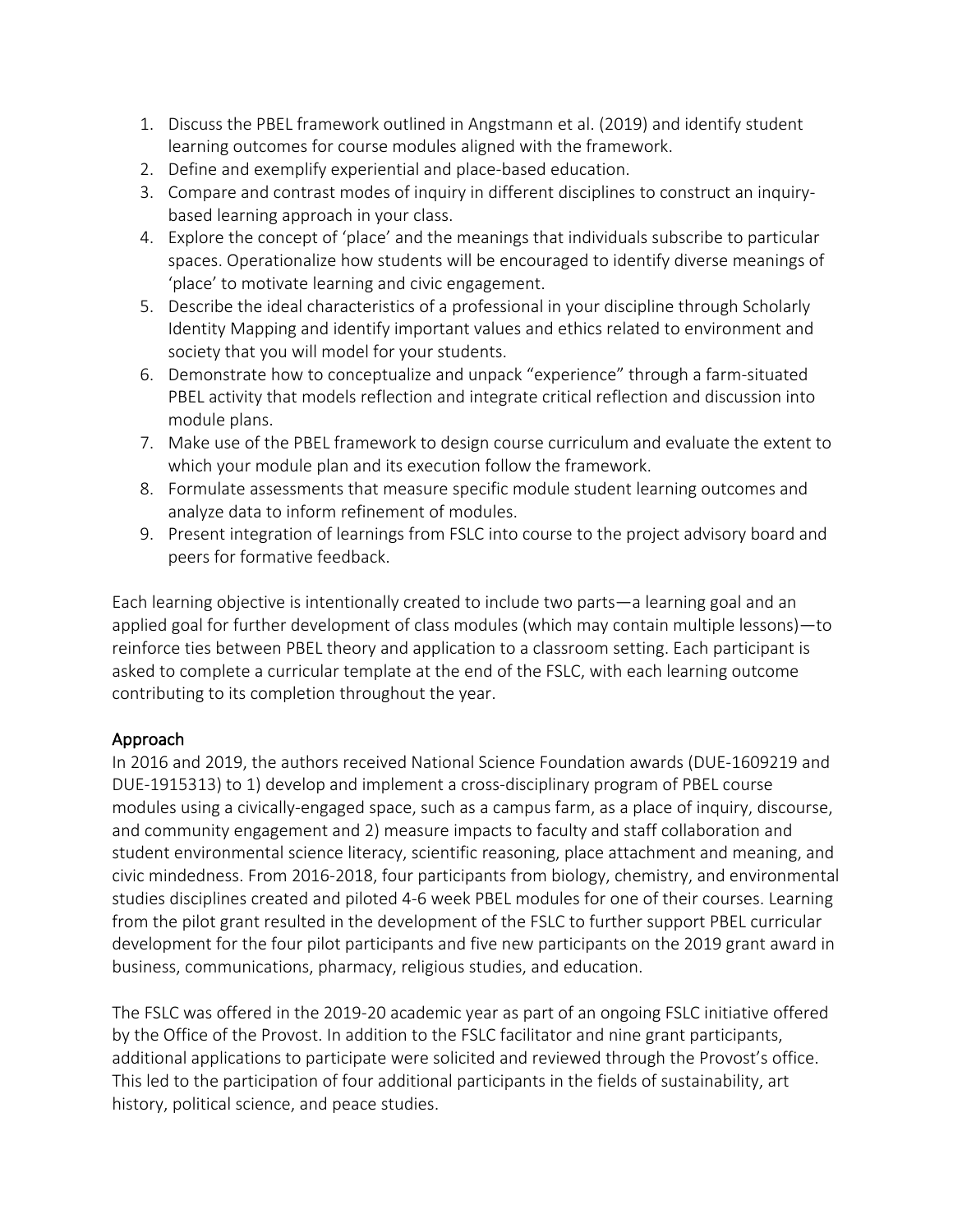1. Discuss the PBEL framework outlined in Angstmann et al. (2019) and identify student learning outcomes for course modules aligned with the framework.
2. Define and exemplify experiential and place-based education.
3. Compare and contrast modes of inquiry in different disciplines to construct an inquiry-based learning approach in your class.
4. Explore the concept of 'place' and the meanings that individuals subscribe to particular spaces. Operationalize how students will be encouraged to identify diverse meanings of 'place' to motivate learning and civic engagement.
5. Describe the ideal characteristics of a professional in your discipline through Scholarly Identity Mapping and identify important values and ethics related to environment and society that you will model for your students.
6. Demonstrate how to conceptualize and unpack "experience" through a farm-situated PBEL activity that models reflection and integrate critical reflection and discussion into module plans.
7. Make use of the PBEL framework to design course curriculum and evaluate the extent to which your module plan and its execution follow the framework.
8. Formulate assessments that measure specific module student learning outcomes and analyze data to inform refinement of modules.
9. Present integration of learnings from FSLC into course to the project advisory board and peers for formative feedback.

Each learning objective is intentionally created to include two parts—a learning goal and an applied goal for further development of class modules (which may contain multiple lessons)—to reinforce ties between PBEL theory and application to a classroom setting. Each participant is asked to complete a curricular template at the end of the FSLC, with each learning outcome contributing to its completion throughout the year.

## Approach

In 2016 and 2019, the authors received National Science Foundation awards (DUE-1609219 and DUE-1915313) to 1) develop and implement a cross-disciplinary program of PBEL course modules using a civically-engaged space, such as a campus farm, as a place of inquiry, discourse, and community engagement and 2) measure impacts to faculty and staff collaboration and student environmental science literacy, scientific reasoning, place attachment and meaning, and civic mindedness. From 2016-2018, four participants from biology, chemistry, and environmental studies disciplines created and piloted 4-6 week PBEL modules for one of their courses. Learning from the pilot grant resulted in the development of the FSLC to further support PBEL curricular development for the four pilot participants and five new participants on the 2019 grant award in business, communications, pharmacy, religious studies, and education.

The FSLC was offered in the 2019-20 academic year as part of an ongoing FSLC initiative offered by the Office of the Provost. In addition to the FSLC facilitator and nine grant participants, additional applications to participate were solicited and reviewed through the Provost's office. This led to the participation of four additional participants in the fields of sustainability, art history, political science, and peace studies.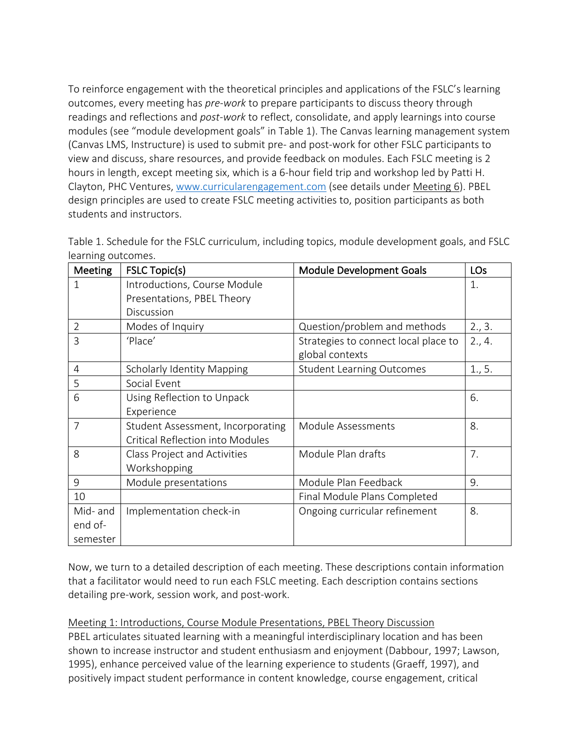To reinforce engagement with the theoretical principles and applications of the FSLC's learning outcomes, every meeting has *pre-work* to prepare participants to discuss theory through readings and reflections and *post-work* to reflect, consolidate, and apply learnings into course modules (see "module development goals" in Table 1). The Canvas learning management system (Canvas LMS, Instructure) is used to submit pre- and post-work for other FSLC participants to view and discuss, share resources, and provide feedback on modules. Each FSLC meeting is 2 hours in length, except meeting six, which is a 6-hour field trip and workshop led by Patti H. Clayton, PHC Ventures, [www.curricularengagement.com](http://www.curricularengagement.com) (see details under Meeting 6). PBEL design principles are used to create FSLC meeting activities to, position participants as both students and instructors.

Table 1. Schedule for the FSLC curriculum, including topics, module development goals, and FSLC learning outcomes.

| Meeting | FSLC Topic(s) | Module Development Goals | LOs |
|---|---|---|---|
| 1 | Introductions, Course Module Presentations, PBEL Theory Discussion | | 1. |
| 2 | Modes of Inquiry | Question/problem and methods | 2., 3. |
| 3 | 'Place' | Strategies to connect local place to global contexts | 2., 4. |
| 4 | Scholarly Identity Mapping | Student Learning Outcomes | 1., 5. |
| 5 | Social Event | | |
| 6 | Using Reflection to Unpack Experience | | 6. |
| 7 | Student Assessment, Incorporating Critical Reflection into Modules | Module Assessments | 8. |
| 8 | Class Project and Activities Workshopping | Module Plan drafts | 7. |
| 9 | Module presentations | Module Plan Feedback | 9. |
| 10 | | Final Module Plans Completed | |
| Mid- and end of-semester | Implementation check-in | Ongoing curricular refinement | 8. |

Now, we turn to a detailed description of each meeting. These descriptions contain information that a facilitator would need to run each FSLC meeting. Each description contains sections detailing pre-work, session work, and post-work.

Meeting 1: Introductions, Course Module Presentations, PBEL Theory Discussion

PBEL articulates situated learning with a meaningful interdisciplinary location and has been shown to increase instructor and student enthusiasm and enjoyment (Dabbour, 1997; Lawson, 1995), enhance perceived value of the learning experience to students (Graeff, 1997), and positively impact student performance in content knowledge, course engagement, critical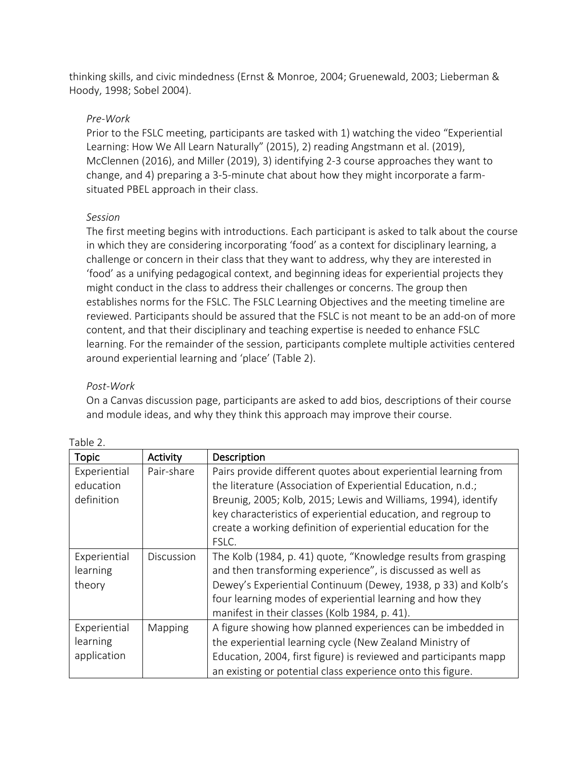thinking skills, and civic mindedness (Ernst & Monroe, 2004; Gruenewald, 2003; Lieberman & Hoody, 1998; Sobel 2004).

*Pre-Work*

Prior to the FSLC meeting, participants are tasked with 1) watching the video "Experiential Learning: How We All Learn Naturally" (2015), 2) reading Angstmann et al. (2019), McClennen (2016), and Miller (2019), 3) identifying 2-3 course approaches they want to change, and 4) preparing a 3-5-minute chat about how they might incorporate a farm-situated PBEL approach in their class.

*Session*

The first meeting begins with introductions. Each participant is asked to talk about the course in which they are considering incorporating 'food' as a context for disciplinary learning, a challenge or concern in their class that they want to address, why they are interested in 'food' as a unifying pedagogical context, and beginning ideas for experiential projects they might conduct in the class to address their challenges or concerns. The group then establishes norms for the FSLC. The FSLC Learning Objectives and the meeting timeline are reviewed. Participants should be assured that the FSLC is not meant to be an add-on of more content, and that their disciplinary and teaching expertise is needed to enhance FSLC learning. For the remainder of the session, participants complete multiple activities centered around experiential learning and 'place' (Table 2).

*Post-Work*

On a Canvas discussion page, participants are asked to add bios, descriptions of their course and module ideas, and why they think this approach may improve their course.

Table 2.

| Topic | Activity | Description |
|---|---|---|
| Experiential education definition | Pair-share | Pairs provide different quotes about experiential learning from the literature (Association of Experiential Education, n.d.; Breunig, 2005; Kolb, 2015; Lewis and Williams, 1994), identify key characteristics of experiential education, and regroup to create a working definition of experiential education for the FSLC. |
| Experiential learning theory | Discussion | The Kolb (1984, p. 41) quote, "Knowledge results from grasping and then transforming experience", is discussed as well as Dewey's Experiential Continuum (Dewey, 1938, p 33) and Kolb's four learning modes of experiential learning and how they manifest in their classes (Kolb 1984, p. 41). |
| Experiential learning application | Mapping | A figure showing how planned experiences can be imbedded in the experiential learning cycle (New Zealand Ministry of Education, 2004, first figure) is reviewed and participants mapp an existing or potential class experience onto this figure. |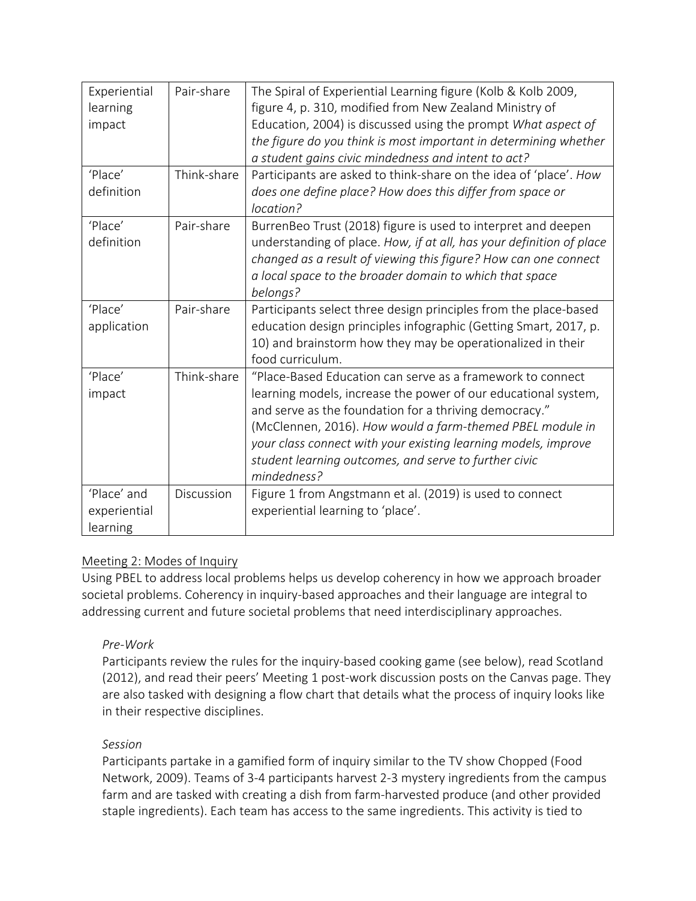| | | |
|---|---|---|
| Experiential learning impact | Pair-share | The Spiral of Experiential Learning figure (Kolb & Kolb 2009, figure 4, p. 310, modified from New Zealand Ministry of Education, 2004) is discussed using the prompt *What aspect of the figure do you think is most important in determining whether a student gains civic mindedness and intent to act?* |
| 'Place' definition | Think-share | Participants are asked to think-share on the idea of 'place'. *How does one define place? How does this differ from space or location?* |
| 'Place' definition | Pair-share | BurrenBeo Trust (2018) figure is used to interpret and deepen understanding of place. *How, if at all, has your definition of place changed as a result of viewing this figure? How can one connect a local space to the broader domain to which that space belongs?* |
| 'Place' application | Pair-share | Participants select three design principles from the place-based education design principles infographic (Getting Smart, 2017, p. 10) and brainstorm how they may be operationalized in their food curriculum. |
| 'Place' impact | Think-share | "Place-Based Education can serve as a framework to connect learning models, increase the power of our educational system, and serve as the foundation for a thriving democracy." (McClennen, 2016). *How would a farm-themed PBEL module in your class connect with your existing learning models, improve student learning outcomes, and serve to further civic mindedness?* |
| 'Place' and experiential learning | Discussion | Figure 1 from Angstmann et al. (2019) is used to connect experiential learning to 'place'. |

Meeting 2: Modes of Inquiry

Using PBEL to address local problems helps us develop coherency in how we approach broader societal problems. Coherency in inquiry-based approaches and their language are integral to addressing current and future societal problems that need interdisciplinary approaches.

*Pre-Work*

Participants review the rules for the inquiry-based cooking game (see below), read Scotland (2012), and read their peers' Meeting 1 post-work discussion posts on the Canvas page. They are also tasked with designing a flow chart that details what the process of inquiry looks like in their respective disciplines.

*Session*

Participants partake in a gamified form of inquiry similar to the TV show Chopped (Food Network, 2009). Teams of 3-4 participants harvest 2-3 mystery ingredients from the campus farm and are tasked with creating a dish from farm-harvested produce (and other provided staple ingredients). Each team has access to the same ingredients. This activity is tied to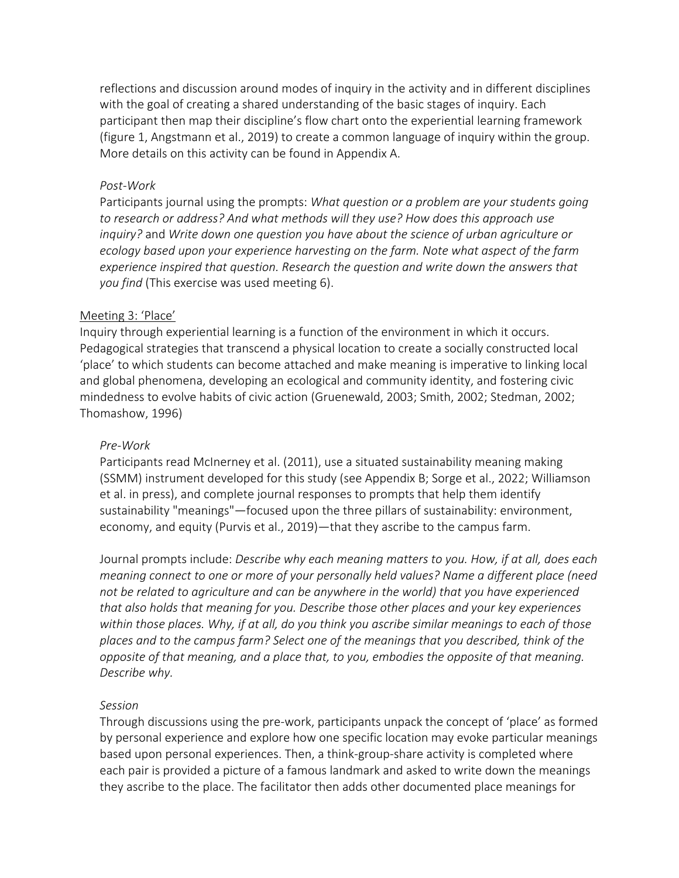reflections and discussion around modes of inquiry in the activity and in different disciplines with the goal of creating a shared understanding of the basic stages of inquiry. Each participant then map their discipline's flow chart onto the experiential learning framework (figure 1, Angstmann et al., 2019) to create a common language of inquiry within the group. More details on this activity can be found in Appendix A.

*Post-Work*

Participants journal using the prompts: *What question or a problem are your students going to research or address? And what methods will they use? How does this approach use inquiry?* and *Write down one question you have about the science of urban agriculture or ecology based upon your experience harvesting on the farm. Note what aspect of the farm experience inspired that question. Research the question and write down the answers that you find* (This exercise was used meeting 6).

<u>Meeting 3: 'Place'</u>

Inquiry through experiential learning is a function of the environment in which it occurs. Pedagogical strategies that transcend a physical location to create a socially constructed local 'place' to which students can become attached and make meaning is imperative to linking local and global phenomena, developing an ecological and community identity, and fostering civic mindedness to evolve habits of civic action (Gruenewald, 2003; Smith, 2002; Stedman, 2002; Thomashow, 1996)

*Pre-Work*

Participants read McInerney et al. (2011), use a situated sustainability meaning making (SSMM) instrument developed for this study (see Appendix B; Sorge et al., 2022; Williamson et al. in press), and complete journal responses to prompts that help them identify sustainability "meanings"—focused upon the three pillars of sustainability: environment, economy, and equity (Purvis et al., 2019)—that they ascribe to the campus farm.

Journal prompts include: *Describe why each meaning matters to you. How, if at all, does each meaning connect to one or more of your personally held values? Name a different place (need not be related to agriculture and can be anywhere in the world) that you have experienced that also holds that meaning for you. Describe those other places and your key experiences within those places. Why, if at all, do you think you ascribe similar meanings to each of those places and to the campus farm? Select one of the meanings that you described, think of the opposite of that meaning, and a place that, to you, embodies the opposite of that meaning. Describe why.*

*Session*

Through discussions using the pre-work, participants unpack the concept of 'place' as formed by personal experience and explore how one specific location may evoke particular meanings based upon personal experiences. Then, a think-group-share activity is completed where each pair is provided a picture of a famous landmark and asked to write down the meanings they ascribe to the place. The facilitator then adds other documented place meanings for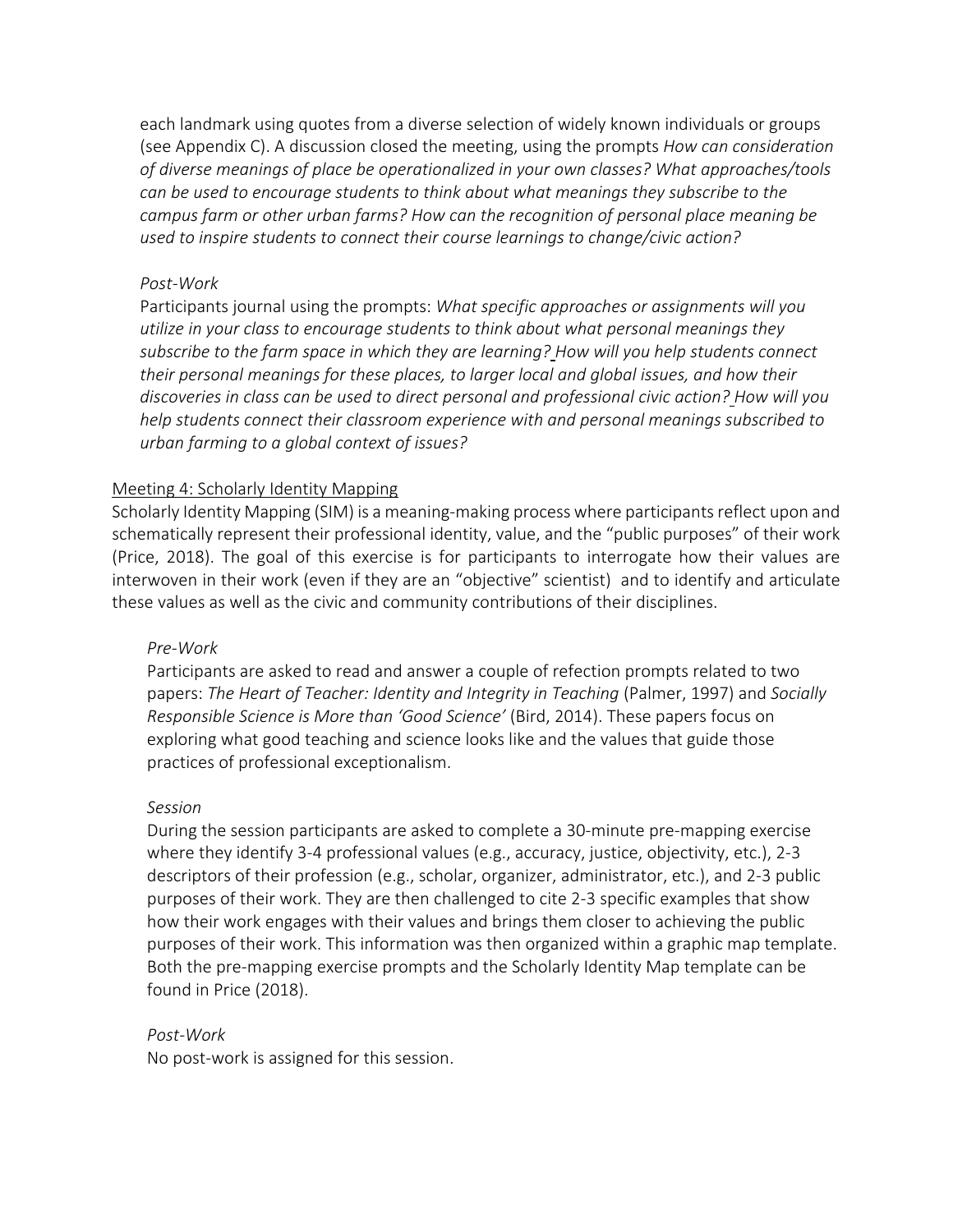each landmark using quotes from a diverse selection of widely known individuals or groups (see Appendix C). A discussion closed the meeting, using the prompts *How can consideration of diverse meanings of place be operationalized in your own classes? What approaches/tools can be used to encourage students to think about what meanings they subscribe to the campus farm or other urban farms? How can the recognition of personal place meaning be used to inspire students to connect their course learnings to change/civic action?*

*Post-Work*

Participants journal using the prompts: *What specific approaches or assignments will you utilize in your class to encourage students to think about what personal meanings they subscribe to the farm space in which they are learning? How will you help students connect their personal meanings for these places, to larger local and global issues, and how their discoveries in class can be used to direct personal and professional civic action? How will you help students connect their classroom experience with and personal meanings subscribed to urban farming to a global context of issues?*

Meeting 4: Scholarly Identity Mapping

Scholarly Identity Mapping (SIM) is a meaning-making process where participants reflect upon and schematically represent their professional identity, value, and the "public purposes" of their work (Price, 2018). The goal of this exercise is for participants to interrogate how their values are interwoven in their work (even if they are an "objective" scientist) and to identify and articulate these values as well as the civic and community contributions of their disciplines.

*Pre-Work*

Participants are asked to read and answer a couple of refection prompts related to two papers: *The Heart of Teacher: Identity and Integrity in Teaching* (Palmer, 1997) and *Socially Responsible Science is More than 'Good Science'* (Bird, 2014). These papers focus on exploring what good teaching and science looks like and the values that guide those practices of professional exceptionalism.

*Session*

During the session participants are asked to complete a 30-minute pre-mapping exercise where they identify 3-4 professional values (e.g., accuracy, justice, objectivity, etc.), 2-3 descriptors of their profession (e.g., scholar, organizer, administrator, etc.), and 2-3 public purposes of their work. They are then challenged to cite 2-3 specific examples that show how their work engages with their values and brings them closer to achieving the public purposes of their work. This information was then organized within a graphic map template. Both the pre-mapping exercise prompts and the Scholarly Identity Map template can be found in Price (2018).

*Post-Work*

No post-work is assigned for this session.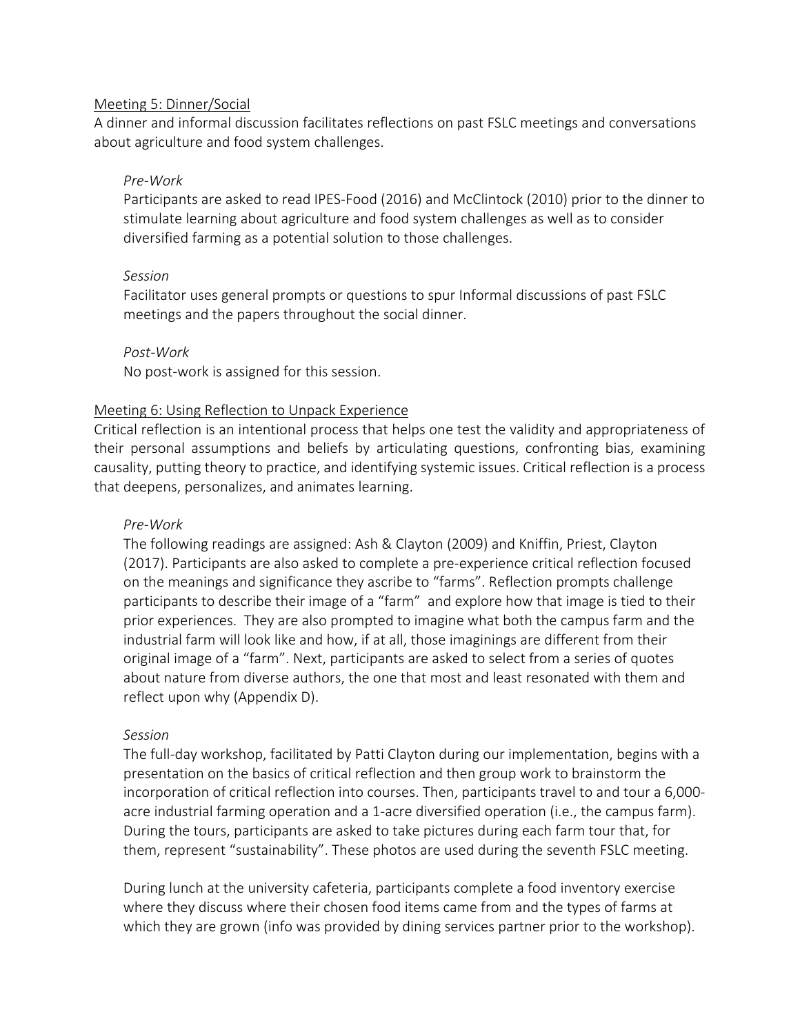Meeting 5: Dinner/Social

A dinner and informal discussion facilitates reflections on past FSLC meetings and conversations about agriculture and food system challenges.

*Pre-Work*

Participants are asked to read IPES-Food (2016) and McClintock (2010) prior to the dinner to stimulate learning about agriculture and food system challenges as well as to consider diversified farming as a potential solution to those challenges.

*Session*

Facilitator uses general prompts or questions to spur Informal discussions of past FSLC meetings and the papers throughout the social dinner.

*Post-Work*

No post-work is assigned for this session.

Meeting 6: Using Reflection to Unpack Experience

Critical reflection is an intentional process that helps one test the validity and appropriateness of their personal assumptions and beliefs by articulating questions, confronting bias, examining causality, putting theory to practice, and identifying systemic issues. Critical reflection is a process that deepens, personalizes, and animates learning.

*Pre-Work*

The following readings are assigned: Ash & Clayton (2009) and Kniffin, Priest, Clayton (2017). Participants are also asked to complete a pre-experience critical reflection focused on the meanings and significance they ascribe to "farms". Reflection prompts challenge participants to describe their image of a "farm" and explore how that image is tied to their prior experiences. They are also prompted to imagine what both the campus farm and the industrial farm will look like and how, if at all, those imaginings are different from their original image of a "farm". Next, participants are asked to select from a series of quotes about nature from diverse authors, the one that most and least resonated with them and reflect upon why (Appendix D).

*Session*

The full-day workshop, facilitated by Patti Clayton during our implementation, begins with a presentation on the basics of critical reflection and then group work to brainstorm the incorporation of critical reflection into courses. Then, participants travel to and tour a 6,000-acre industrial farming operation and a 1-acre diversified operation (i.e., the campus farm). During the tours, participants are asked to take pictures during each farm tour that, for them, represent "sustainability". These photos are used during the seventh FSLC meeting.

During lunch at the university cafeteria, participants complete a food inventory exercise where they discuss where their chosen food items came from and the types of farms at which they are grown (info was provided by dining services partner prior to the workshop).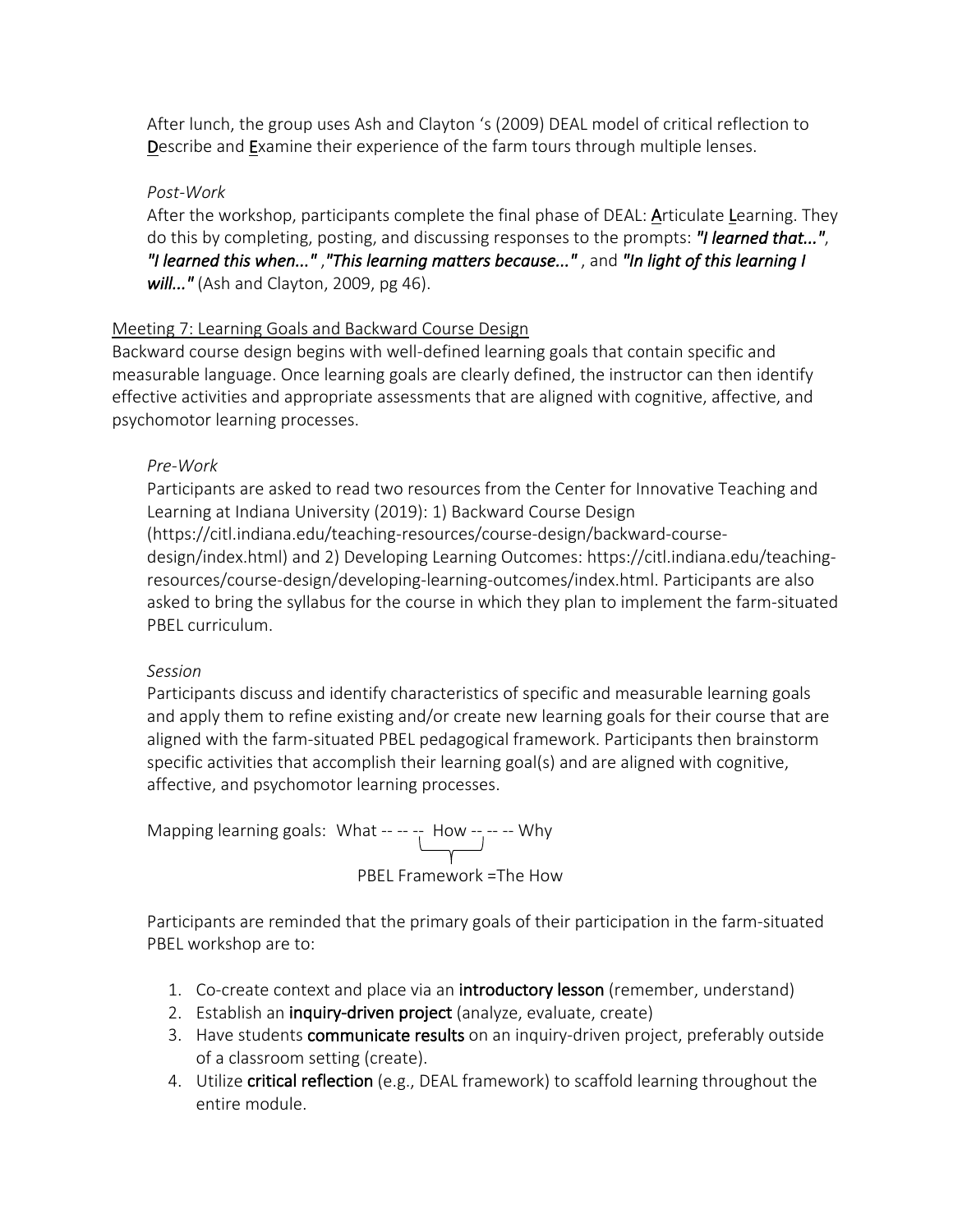After lunch, the group uses Ash and Clayton 's (2009) DEAL model of critical reflection to **D**escribe and **E**xamine their experience of the farm tours through multiple lenses.

*Post-Work*

After the workshop, participants complete the final phase of DEAL: **A**rticulate **L**earning. They do this by completing, posting, and discussing responses to the prompts: ***"I learned that..."***, ***"I learned this when..."*** ,***"This learning matters because..."*** , and ***"In light of this learning I will..."*** (Ash and Clayton, 2009, pg 46).

Meeting 7: Learning Goals and Backward Course Design

Backward course design begins with well-defined learning goals that contain specific and measurable language. Once learning goals are clearly defined, the instructor can then identify effective activities and appropriate assessments that are aligned with cognitive, affective, and psychomotor learning processes.

*Pre-Work*

Participants are asked to read two resources from the Center for Innovative Teaching and Learning at Indiana University (2019): 1) Backward Course Design (https://citl.indiana.edu/teaching-resources/course-design/backward-course-design/index.html) and 2) Developing Learning Outcomes: https://citl.indiana.edu/teaching-resources/course-design/developing-learning-outcomes/index.html. Participants are also asked to bring the syllabus for the course in which they plan to implement the farm-situated PBEL curriculum.

*Session*

Participants discuss and identify characteristics of specific and measurable learning goals and apply them to refine existing and/or create new learning goals for their course that are aligned with the farm-situated PBEL pedagogical framework. Participants then brainstorm specific activities that accomplish their learning goal(s) and are aligned with cognitive, affective, and psychomotor learning processes.

Mapping learning goals: What -- -- -- How -- -- -- Why

PBEL Framework =The How

Participants are reminded that the primary goals of their participation in the farm-situated PBEL workshop are to:

1. Co-create context and place via an **introductory lesson** (remember, understand)
2. Establish an **inquiry-driven project** (analyze, evaluate, create)
3. Have students **communicate results** on an inquiry-driven project, preferably outside of a classroom setting (create).
4. Utilize **critical reflection** (e.g., DEAL framework) to scaffold learning throughout the entire module.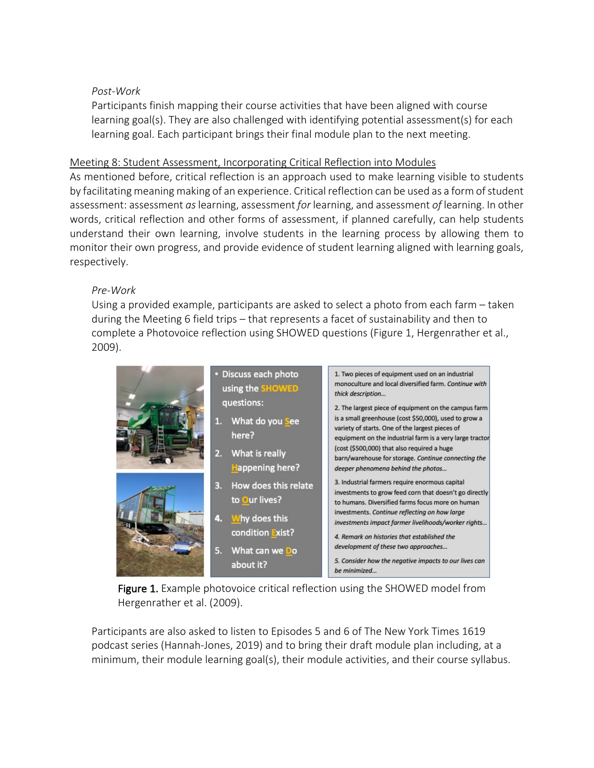*Post-Work*

Participants finish mapping their course activities that have been aligned with course learning goal(s). They are also challenged with identifying potential assessment(s) for each learning goal. Each participant brings their final module plan to the next meeting.

Meeting 8: Student Assessment, Incorporating Critical Reflection into Modules

As mentioned before, critical reflection is an approach used to make learning visible to students by facilitating meaning making of an experience. Critical reflection can be used as a form of student assessment: assessment *as* learning, assessment *for* learning, and assessment *of* learning. In other words, critical reflection and other forms of assessment, if planned carefully, can help students understand their own learning, involve students in the learning process by allowing them to monitor their own progress, and provide evidence of student learning aligned with learning goals, respectively.

*Pre-Work*

Using a provided example, participants are asked to select a photo from each farm – taken during the Meeting 6 field trips – that represents a facet of sustainability and then to complete a Photovoice reflection using SHOWED questions (Figure 1, Hergenrather et al., 2009).

- Discuss each photo using the SHOWED questions:
1. What do you See here?
2. What is really Happening here?
3. How does this relate to Our lives?
4. Why does this condition Exist?
5. What can we Do about it?

1. Two pieces of equipment used on an industrial monoculture and local diversified farm. *Continue with thick description...*

2. The largest piece of equipment on the campus farm is a small greenhouse (cost $50,000), used to grow a variety of starts. One of the largest pieces of equipment on the industrial farm is a very large tractor (cost ($500,000) that also required a huge barn/warehouse for storage. *Continue connecting the deeper phenomena behind the photos...*

3. Industrial farmers require enormous capital investments to grow feed corn that doesn't go directly to humans. Diversified farms focus more on human investments. *Continue reflecting on how large investments impact farmer livelihoods/worker rights...*

4. *Remark on histories that established the development of these two approaches...*

5. *Consider how the negative impacts to our lives can be minimized...*

Figure 1. Example photovoice critical reflection using the SHOWED model from Hergenrather et al. (2009).

Participants are also asked to listen to Episodes 5 and 6 of The New York Times 1619 podcast series (Hannah-Jones, 2019) and to bring their draft module plan including, at a minimum, their module learning goal(s), their module activities, and their course syllabus.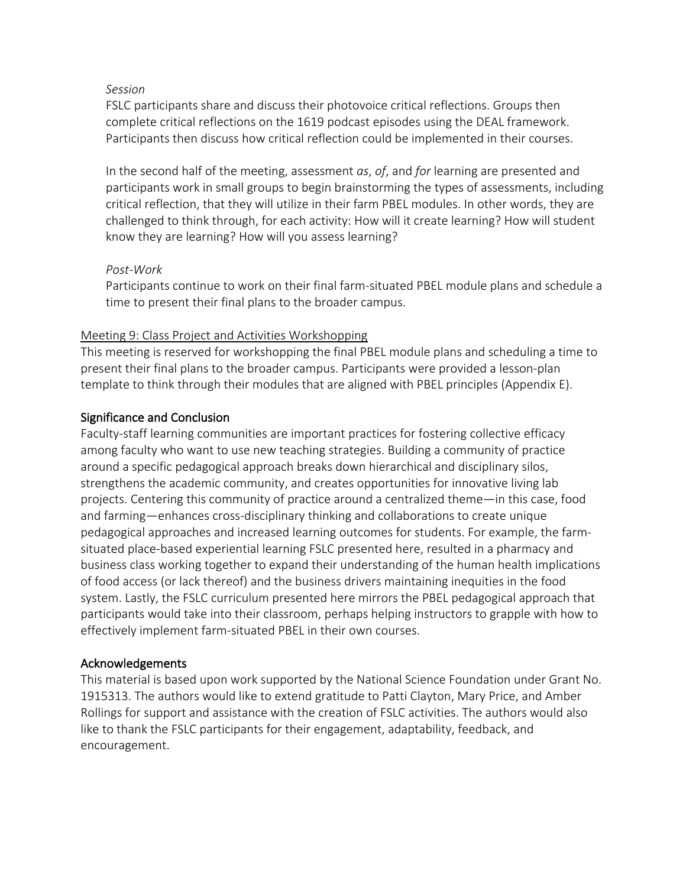*Session*

FSLC participants share and discuss their photovoice critical reflections. Groups then complete critical reflections on the 1619 podcast episodes using the DEAL framework. Participants then discuss how critical reflection could be implemented in their courses.

In the second half of the meeting, assessment *as*, *of*, and *for* learning are presented and participants work in small groups to begin brainstorming the types of assessments, including critical reflection, that they will utilize in their farm PBEL modules. In other words, they are challenged to think through, for each activity: How will it create learning? How will student know they are learning? How will you assess learning?

*Post-Work*

Participants continue to work on their final farm-situated PBEL module plans and schedule a time to present their final plans to the broader campus.

<u>Meeting 9: Class Project and Activities Workshopping</u>

This meeting is reserved for workshopping the final PBEL module plans and scheduling a time to present their final plans to the broader campus. Participants were provided a lesson-plan template to think through their modules that are aligned with PBEL principles (Appendix E).

## Significance and Conclusion

Faculty-staff learning communities are important practices for fostering collective efficacy among faculty who want to use new teaching strategies. Building a community of practice around a specific pedagogical approach breaks down hierarchical and disciplinary silos, strengthens the academic community, and creates opportunities for innovative living lab projects. Centering this community of practice around a centralized theme—in this case, food and farming—enhances cross-disciplinary thinking and collaborations to create unique pedagogical approaches and increased learning outcomes for students. For example, the farm-situated place-based experiential learning FSLC presented here, resulted in a pharmacy and business class working together to expand their understanding of the human health implications of food access (or lack thereof) and the business drivers maintaining inequities in the food system. Lastly, the FSLC curriculum presented here mirrors the PBEL pedagogical approach that participants would take into their classroom, perhaps helping instructors to grapple with how to effectively implement farm-situated PBEL in their own courses.

## Acknowledgements

This material is based upon work supported by the National Science Foundation under Grant No. 1915313. The authors would like to extend gratitude to Patti Clayton, Mary Price, and Amber Rollings for support and assistance with the creation of FSLC activities. The authors would also like to thank the FSLC participants for their engagement, adaptability, feedback, and encouragement.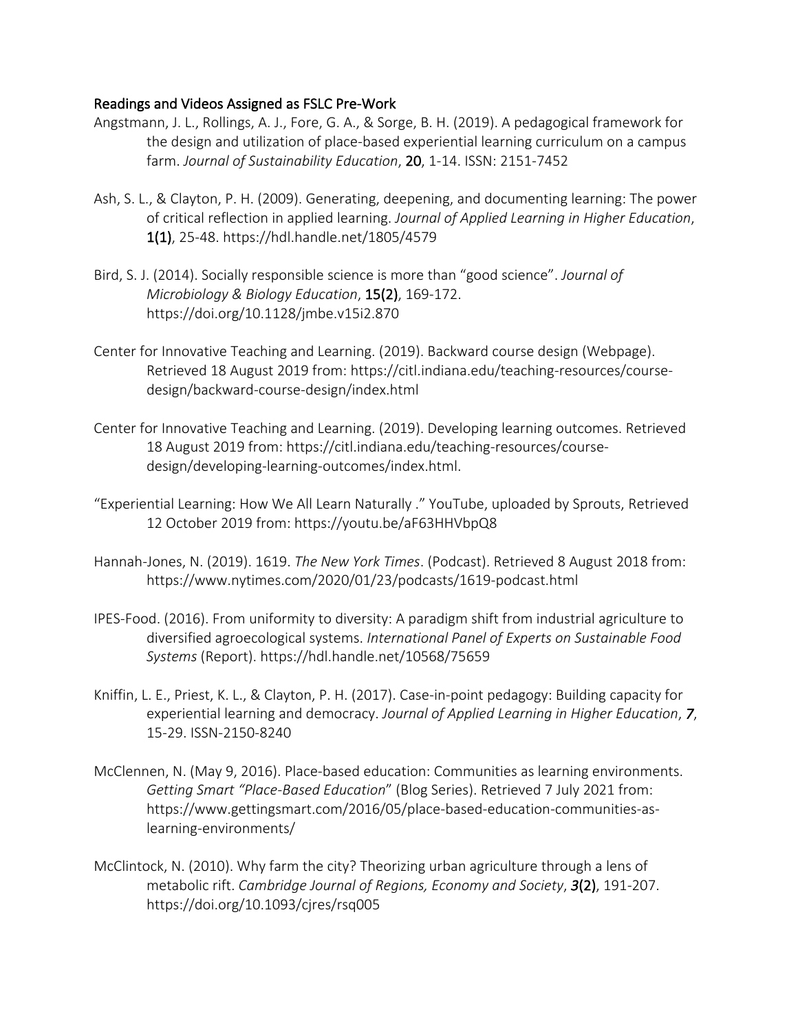## Readings and Videos Assigned as FSLC Pre-Work

Angstmann, J. L., Rollings, A. J., Fore, G. A., & Sorge, B. H. (2019). A pedagogical framework for the design and utilization of place-based experiential learning curriculum on a campus farm. *Journal of Sustainability Education*, **20**, 1-14. ISSN: 2151-7452

Ash, S. L., & Clayton, P. H. (2009). Generating, deepening, and documenting learning: The power of critical reflection in applied learning. *Journal of Applied Learning in Higher Education*, **1(1)**, 25-48. https://hdl.handle.net/1805/4579

Bird, S. J. (2014). Socially responsible science is more than "good science". *Journal of Microbiology & Biology Education*, **15(2)**, 169-172. https://doi.org/10.1128/jmbe.v15i2.870

Center for Innovative Teaching and Learning. (2019). Backward course design (Webpage). Retrieved 18 August 2019 from: https://citl.indiana.edu/teaching-resources/course-design/backward-course-design/index.html

Center for Innovative Teaching and Learning. (2019). Developing learning outcomes. Retrieved 18 August 2019 from: https://citl.indiana.edu/teaching-resources/course-design/developing-learning-outcomes/index.html.

"Experiential Learning: How We All Learn Naturally ." YouTube, uploaded by Sprouts, Retrieved 12 October 2019 from: https://youtu.be/aF63HHVbpQ8

Hannah-Jones, N. (2019). 1619. *The New York Times*. (Podcast). Retrieved 8 August 2018 from: https://www.nytimes.com/2020/01/23/podcasts/1619-podcast.html

IPES-Food. (2016). From uniformity to diversity: A paradigm shift from industrial agriculture to diversified agroecological systems. *International Panel of Experts on Sustainable Food Systems* (Report). https://hdl.handle.net/10568/75659

Kniffin, L. E., Priest, K. L., & Clayton, P. H. (2017). Case-in-point pedagogy: Building capacity for experiential learning and democracy. *Journal of Applied Learning in Higher Education*, ***7***, 15-29. ISSN-2150-8240

McClennen, N. (May 9, 2016). Place-based education: Communities as learning environments. *Getting Smart "Place-Based Education"* (Blog Series). Retrieved 7 July 2021 from: https://www.gettingsmart.com/2016/05/place-based-education-communities-as-learning-environments/

McClintock, N. (2010). Why farm the city? Theorizing urban agriculture through a lens of metabolic rift. *Cambridge Journal of Regions, Economy and Society*, ***3*****(2)**, 191-207. https://doi.org/10.1093/cjres/rsq005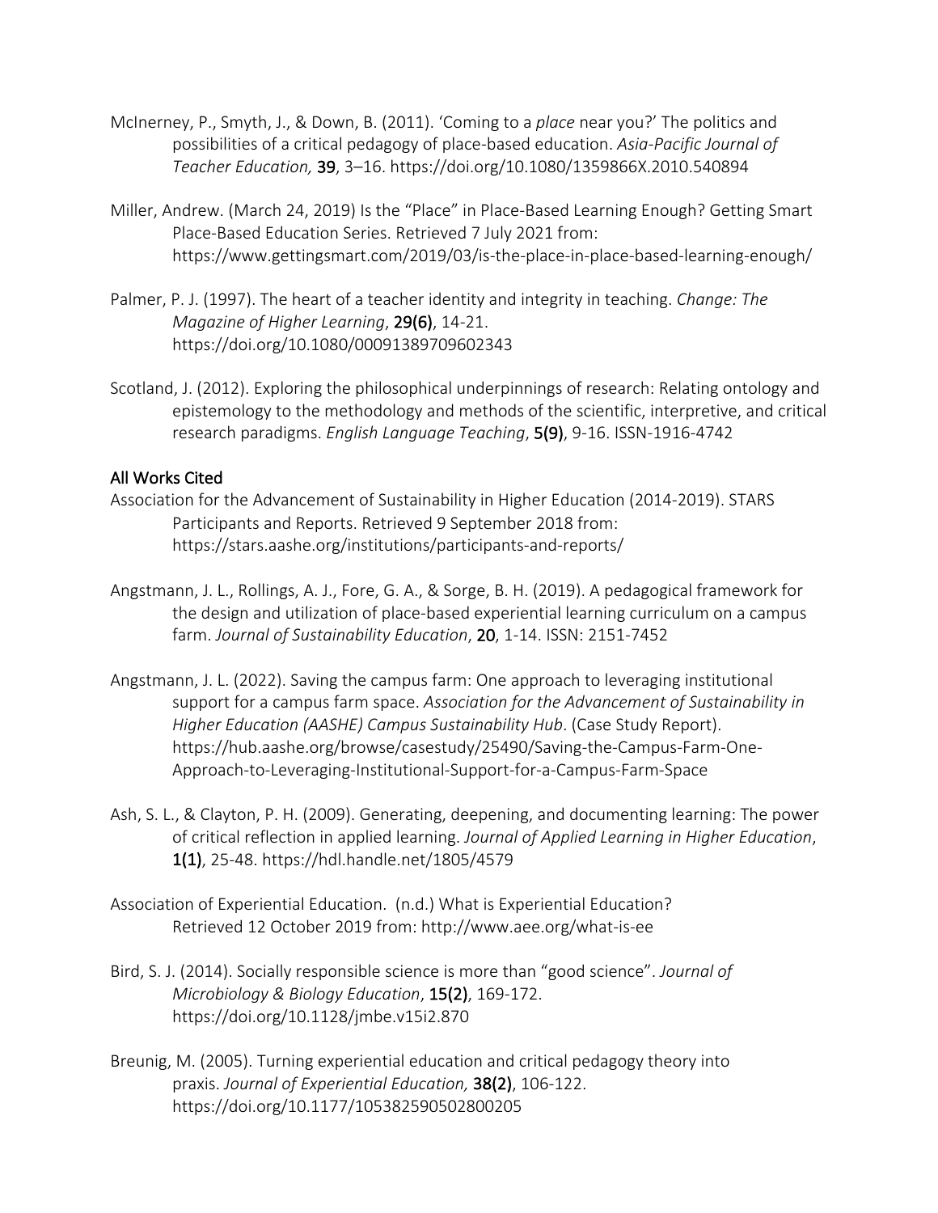McInerney, P., Smyth, J., & Down, B. (2011). 'Coming to a *place* near you?' The politics and possibilities of a critical pedagogy of place-based education. *Asia-Pacific Journal of Teacher Education,* **39**, 3–16. https://doi.org/10.1080/1359866X.2010.540894

Miller, Andrew. (March 24, 2019) Is the "Place" in Place-Based Learning Enough? Getting Smart Place-Based Education Series. Retrieved 7 July 2021 from: https://www.gettingsmart.com/2019/03/is-the-place-in-place-based-learning-enough/

Palmer, P. J. (1997). The heart of a teacher identity and integrity in teaching. *Change: The Magazine of Higher Learning*, **29(6)**, 14-21. https://doi.org/10.1080/00091389709602343

Scotland, J. (2012). Exploring the philosophical underpinnings of research: Relating ontology and epistemology to the methodology and methods of the scientific, interpretive, and critical research paradigms. *English Language Teaching*, **5(9)**, 9-16. ISSN-1916-4742

## All Works Cited

Association for the Advancement of Sustainability in Higher Education (2014-2019). STARS Participants and Reports. Retrieved 9 September 2018 from: https://stars.aashe.org/institutions/participants-and-reports/

Angstmann, J. L., Rollings, A. J., Fore, G. A., & Sorge, B. H. (2019). A pedagogical framework for the design and utilization of place-based experiential learning curriculum on a campus farm. *Journal of Sustainability Education*, **20**, 1-14. ISSN: 2151-7452

Angstmann, J. L. (2022). Saving the campus farm: One approach to leveraging institutional support for a campus farm space. *Association for the Advancement of Sustainability in Higher Education (AASHE) Campus Sustainability Hub*. (Case Study Report). https://hub.aashe.org/browse/casestudy/25490/Saving-the-Campus-Farm-One-Approach-to-Leveraging-Institutional-Support-for-a-Campus-Farm-Space

Ash, S. L., & Clayton, P. H. (2009). Generating, deepening, and documenting learning: The power of critical reflection in applied learning. *Journal of Applied Learning in Higher Education*, **1(1)**, 25-48. https://hdl.handle.net/1805/4579

Association of Experiential Education. (n.d.) What is Experiential Education? Retrieved 12 October 2019 from: http://www.aee.org/what-is-ee

Bird, S. J. (2014). Socially responsible science is more than "good science". *Journal of Microbiology & Biology Education*, **15(2)**, 169-172. https://doi.org/10.1128/jmbe.v15i2.870

Breunig, M. (2005). Turning experiential education and critical pedagogy theory into praxis. *Journal of Experiential Education,* **38(2)**, 106-122. https://doi.org/10.1177/105382590502800205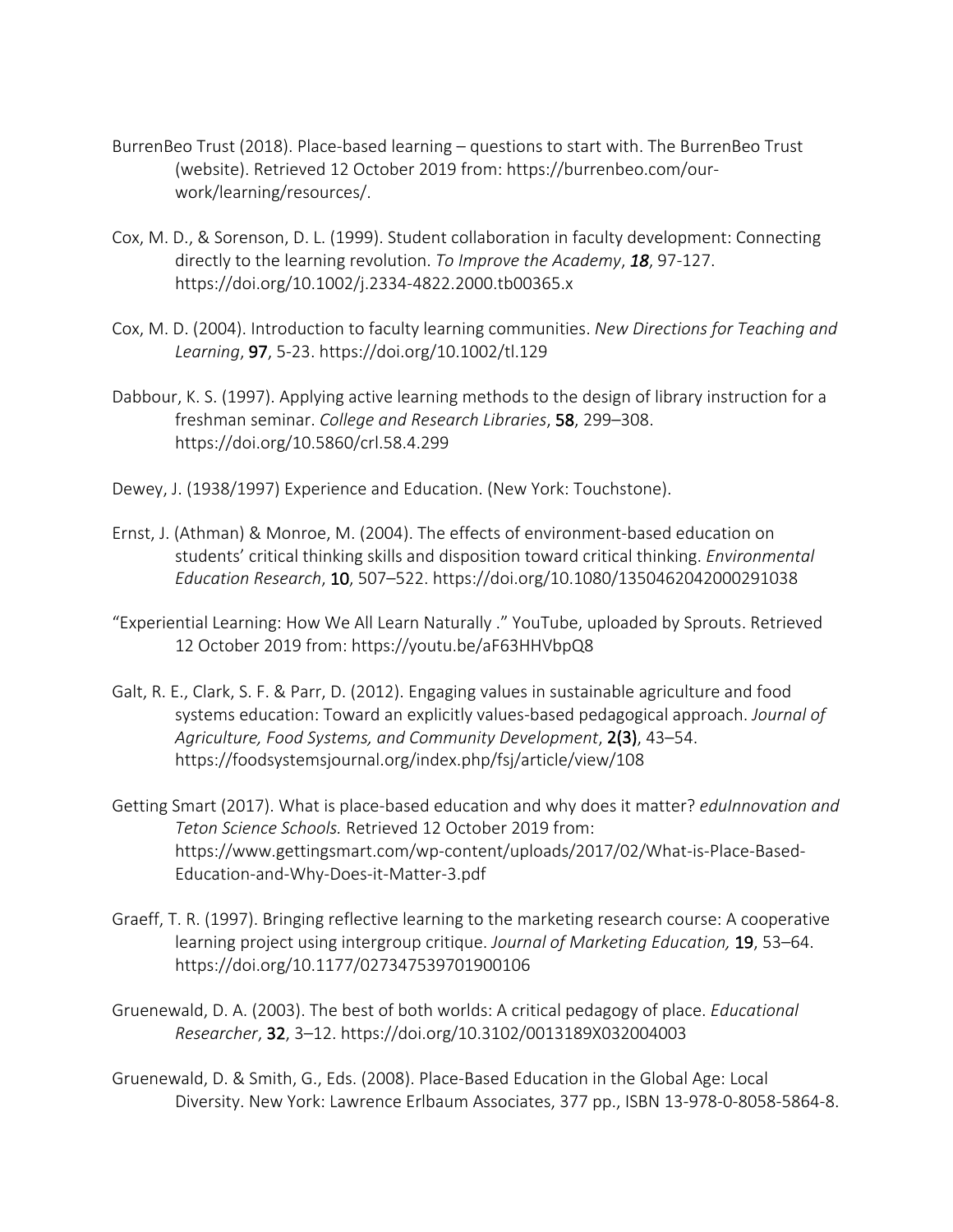BurrenBeo Trust (2018). Place-based learning – questions to start with. The BurrenBeo Trust (website). Retrieved 12 October 2019 from: https://burrenbeo.com/our-work/learning/resources/.

Cox, M. D., & Sorenson, D. L. (1999). Student collaboration in faculty development: Connecting directly to the learning revolution. *To Improve the Academy*, ***18***, 97-127. https://doi.org/10.1002/j.2334-4822.2000.tb00365.x

Cox, M. D. (2004). Introduction to faculty learning communities. *New Directions for Teaching and Learning*, **97**, 5-23. https://doi.org/10.1002/tl.129

Dabbour, K. S. (1997). Applying active learning methods to the design of library instruction for a freshman seminar. *College and Research Libraries*, **58**, 299–308. https://doi.org/10.5860/crl.58.4.299

Dewey, J. (1938/1997) Experience and Education. (New York: Touchstone).

Ernst, J. (Athman) & Monroe, M. (2004). The effects of environment-based education on students' critical thinking skills and disposition toward critical thinking. *Environmental Education Research*, **10**, 507–522. https://doi.org/10.1080/1350462042000291038

"Experiential Learning: How We All Learn Naturally ." YouTube, uploaded by Sprouts. Retrieved 12 October 2019 from: https://youtu.be/aF63HHVbpQ8

Galt, R. E., Clark, S. F. & Parr, D. (2012). Engaging values in sustainable agriculture and food systems education: Toward an explicitly values-based pedagogical approach. *Journal of Agriculture, Food Systems, and Community Development*, **2(3)**, 43–54. https://foodsystemsjournal.org/index.php/fsj/article/view/108

Getting Smart (2017). What is place-based education and why does it matter? *eduInnovation and Teton Science Schools.* Retrieved 12 October 2019 from: https://www.gettingsmart.com/wp-content/uploads/2017/02/What-is-Place-Based-Education-and-Why-Does-it-Matter-3.pdf

Graeff, T. R. (1997). Bringing reflective learning to the marketing research course: A cooperative learning project using intergroup critique. *Journal of Marketing Education,* **19**, 53–64. https://doi.org/10.1177/027347539701900106

Gruenewald, D. A. (2003). The best of both worlds: A critical pedagogy of place. *Educational Researcher*, **32**, 3–12. https://doi.org/10.3102/0013189X032004003

Gruenewald, D. & Smith, G., Eds. (2008). Place-Based Education in the Global Age: Local Diversity. New York: Lawrence Erlbaum Associates, 377 pp., ISBN 13-978-0-8058-5864-8.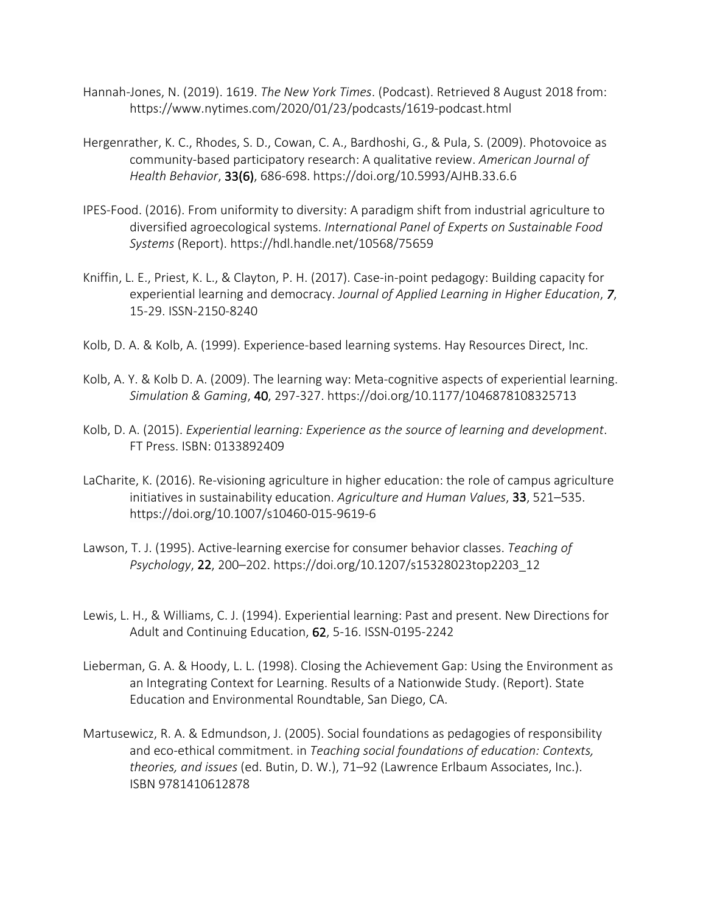Hannah-Jones, N. (2019). 1619. *The New York Times*. (Podcast). Retrieved 8 August 2018 from: https://www.nytimes.com/2020/01/23/podcasts/1619-podcast.html

Hergenrather, K. C., Rhodes, S. D., Cowan, C. A., Bardhoshi, G., & Pula, S. (2009). Photovoice as community-based participatory research: A qualitative review. *American Journal of Health Behavior*, **33(6)**, 686-698. https://doi.org/10.5993/AJHB.33.6.6

IPES-Food. (2016). From uniformity to diversity: A paradigm shift from industrial agriculture to diversified agroecological systems. *International Panel of Experts on Sustainable Food Systems* (Report). https://hdl.handle.net/10568/75659

Kniffin, L. E., Priest, K. L., & Clayton, P. H. (2017). Case-in-point pedagogy: Building capacity for experiential learning and democracy. *Journal of Applied Learning in Higher Education*, ***7***, 15-29. ISSN-2150-8240

Kolb, D. A. & Kolb, A. (1999). Experience-based learning systems. Hay Resources Direct, Inc.

Kolb, A. Y. & Kolb D. A. (2009). The learning way: Meta-cognitive aspects of experiential learning. *Simulation & Gaming*, **40**, 297-327. https://doi.org/10.1177/1046878108325713

Kolb, D. A. (2015). *Experiential learning: Experience as the source of learning and development*. FT Press. ISBN: 0133892409

LaCharite, K. (2016). Re-visioning agriculture in higher education: the role of campus agriculture initiatives in sustainability education. *Agriculture and Human Values*, **33**, 521–535. https://doi.org/10.1007/s10460-015-9619-6

Lawson, T. J. (1995). Active-learning exercise for consumer behavior classes. *Teaching of Psychology*, **22**, 200–202. https://doi.org/10.1207/s15328023top2203_12

Lewis, L. H., & Williams, C. J. (1994). Experiential learning: Past and present. New Directions for Adult and Continuing Education, **62**, 5-16. ISSN-0195-2242

Lieberman, G. A. & Hoody, L. L. (1998). Closing the Achievement Gap: Using the Environment as an Integrating Context for Learning. Results of a Nationwide Study. (Report). State Education and Environmental Roundtable, San Diego, CA.

Martusewicz, R. A. & Edmundson, J. (2005). Social foundations as pedagogies of responsibility and eco-ethical commitment. in *Teaching social foundations of education: Contexts, theories, and issues* (ed. Butin, D. W.), 71–92 (Lawrence Erlbaum Associates, Inc.). ISBN 9781410612878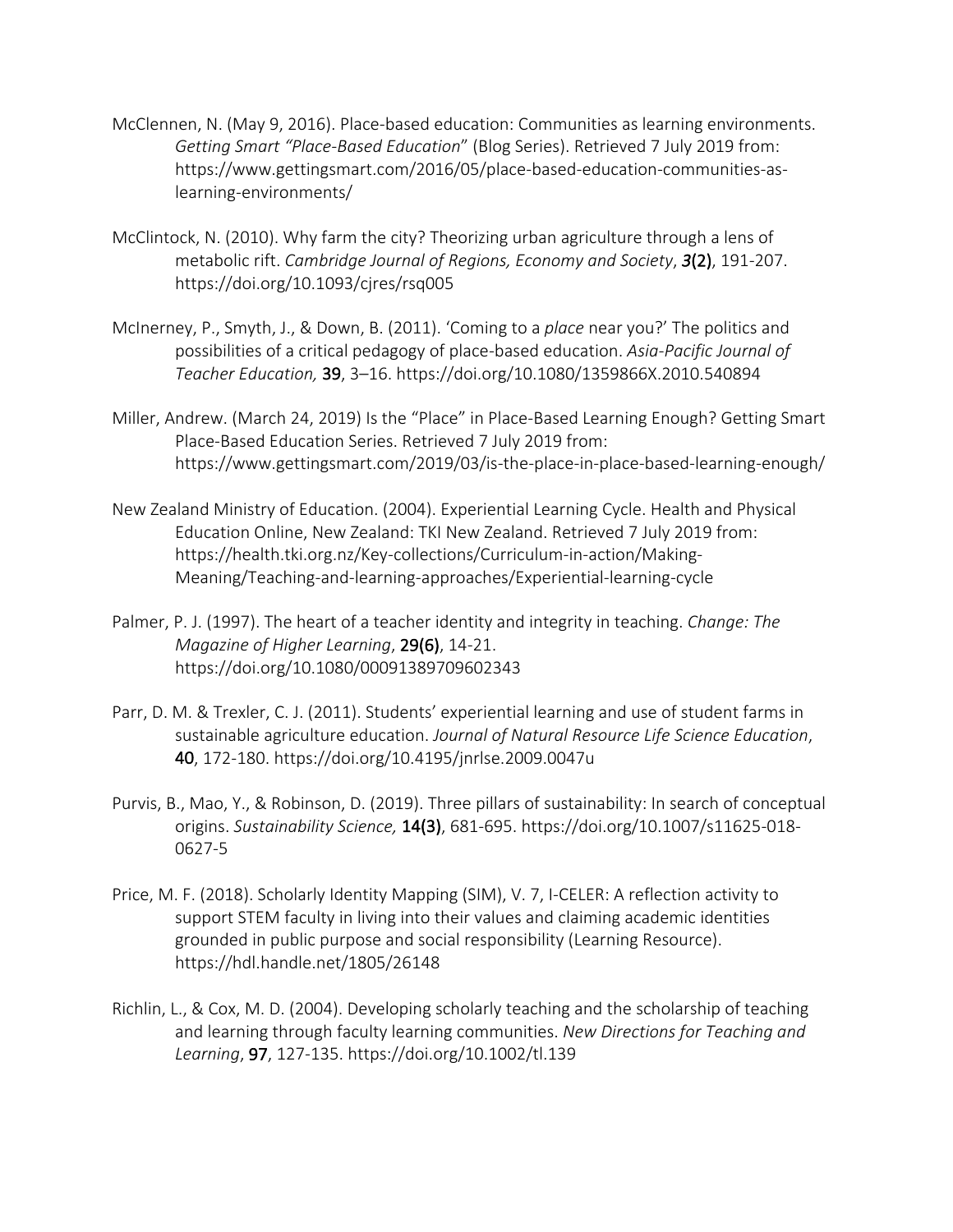McClennen, N. (May 9, 2016). Place-based education: Communities as learning environments. *Getting Smart "Place-Based Education*" (Blog Series). Retrieved 7 July 2019 from: https://www.gettingsmart.com/2016/05/place-based-education-communities-as-learning-environments/

McClintock, N. (2010). Why farm the city? Theorizing urban agriculture through a lens of metabolic rift. *Cambridge Journal of Regions, Economy and Society*, ***3*****(2)**, 191-207. https://doi.org/10.1093/cjres/rsq005

McInerney, P., Smyth, J., & Down, B. (2011). 'Coming to a *place* near you?' The politics and possibilities of a critical pedagogy of place-based education. *Asia-Pacific Journal of Teacher Education,* **39**, 3–16. https://doi.org/10.1080/1359866X.2010.540894

Miller, Andrew. (March 24, 2019) Is the "Place" in Place-Based Learning Enough? Getting Smart Place-Based Education Series. Retrieved 7 July 2019 from: https://www.gettingsmart.com/2019/03/is-the-place-in-place-based-learning-enough/

New Zealand Ministry of Education. (2004). Experiential Learning Cycle. Health and Physical Education Online, New Zealand: TKI New Zealand. Retrieved 7 July 2019 from: https://health.tki.org.nz/Key-collections/Curriculum-in-action/Making-Meaning/Teaching-and-learning-approaches/Experiential-learning-cycle

Palmer, P. J. (1997). The heart of a teacher identity and integrity in teaching. *Change: The Magazine of Higher Learning*, **29(6)**, 14-21. https://doi.org/10.1080/00091389709602343

Parr, D. M. & Trexler, C. J. (2011). Students' experiential learning and use of student farms in sustainable agriculture education. *Journal of Natural Resource Life Science Education*, **40**, 172-180. https://doi.org/10.4195/jnrlse.2009.0047u

Purvis, B., Mao, Y., & Robinson, D. (2019). Three pillars of sustainability: In search of conceptual origins. *Sustainability Science,* **14(3)**, 681-695. https://doi.org/10.1007/s11625-018-0627-5

Price, M. F. (2018). Scholarly Identity Mapping (SIM), V. 7, I-CELER: A reflection activity to support STEM faculty in living into their values and claiming academic identities grounded in public purpose and social responsibility (Learning Resource). https://hdl.handle.net/1805/26148

Richlin, L., & Cox, M. D. (2004). Developing scholarly teaching and the scholarship of teaching and learning through faculty learning communities. *New Directions for Teaching and Learning*, **97**, 127-135. https://doi.org/10.1002/tl.139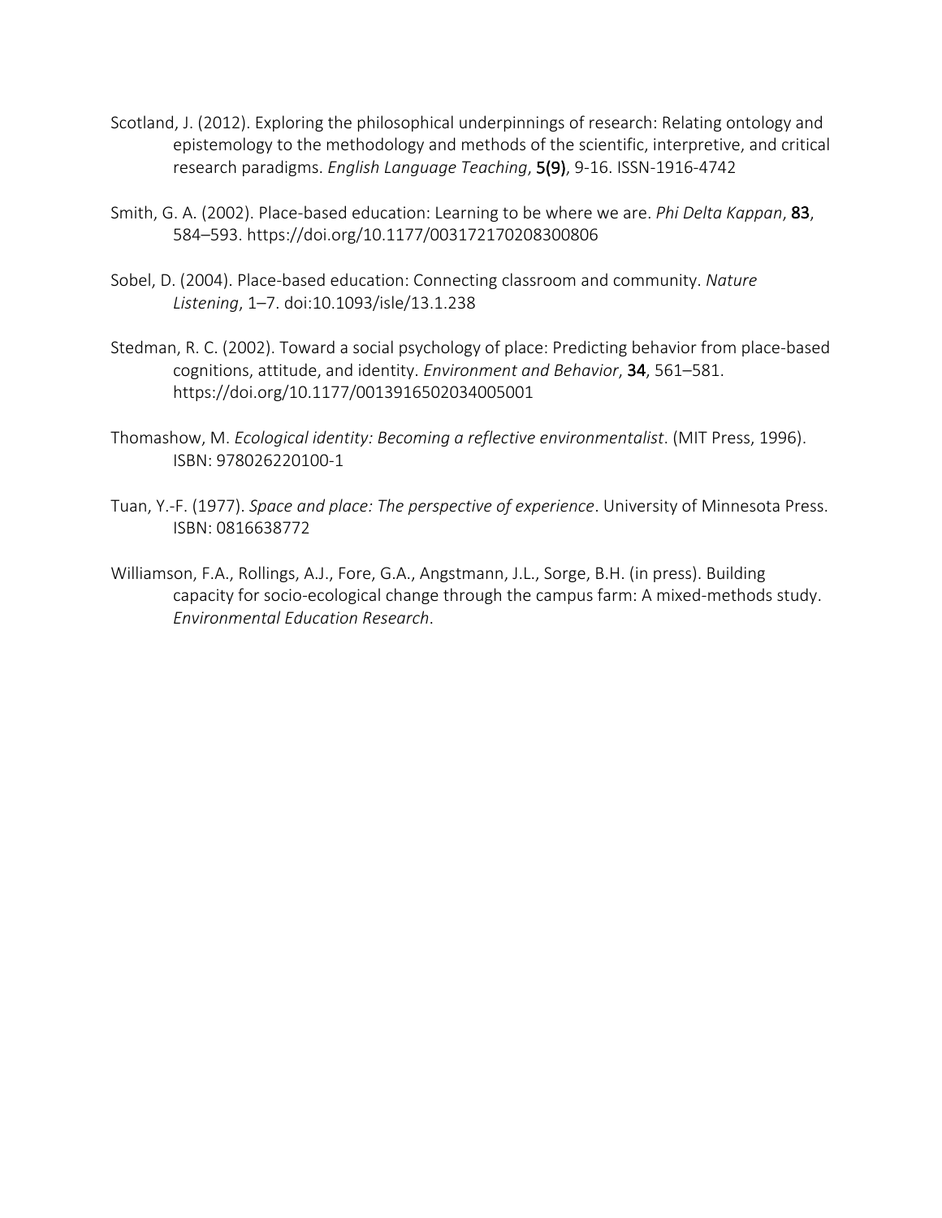Scotland, J. (2012). Exploring the philosophical underpinnings of research: Relating ontology and epistemology to the methodology and methods of the scientific, interpretive, and critical research paradigms. *English Language Teaching*, **5(9)**, 9-16. ISSN-1916-4742

Smith, G. A. (2002). Place-based education: Learning to be where we are. *Phi Delta Kappan*, **83**, 584–593. https://doi.org/10.1177/003172170208300806

Sobel, D. (2004). Place-based education: Connecting classroom and community. *Nature Listening*, 1–7. doi:10.1093/isle/13.1.238

Stedman, R. C. (2002). Toward a social psychology of place: Predicting behavior from place-based cognitions, attitude, and identity. *Environment and Behavior*, **34**, 561–581. https://doi.org/10.1177/0013916502034005001

Thomashow, M. *Ecological identity: Becoming a reflective environmentalist*. (MIT Press, 1996). ISBN: 978026220100-1

Tuan, Y.-F. (1977). *Space and place: The perspective of experience*. University of Minnesota Press. ISBN: 0816638772

Williamson, F.A., Rollings, A.J., Fore, G.A., Angstmann, J.L., Sorge, B.H. (in press). Building capacity for socio-ecological change through the campus farm: A mixed-methods study. *Environmental Education Research*.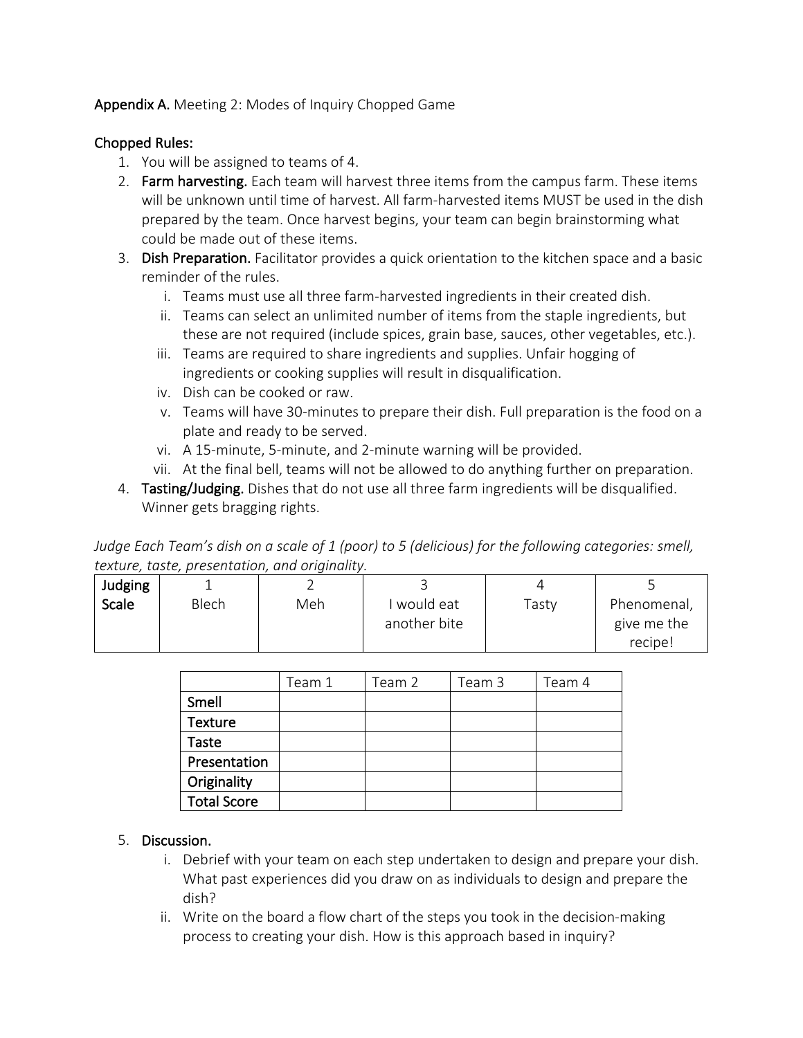**Appendix A.** Meeting 2: Modes of Inquiry Chopped Game

**Chopped Rules:**

1. You will be assigned to teams of 4.
2. **Farm harvesting.** Each team will harvest three items from the campus farm. These items will be unknown until time of harvest. All farm-harvested items MUST be used in the dish prepared by the team. Once harvest begins, your team can begin brainstorming what could be made out of these items.
3. **Dish Preparation.** Facilitator provides a quick orientation to the kitchen space and a basic reminder of the rules.
   1. Teams must use all three farm-harvested ingredients in their created dish.
   2. Teams can select an unlimited number of items from the staple ingredients, but these are not required (include spices, grain base, sauces, other vegetables, etc.).
   3. Teams are required to share ingredients and supplies. Unfair hogging of ingredients or cooking supplies will result in disqualification.
   4. Dish can be cooked or raw.
   5. Teams will have 30-minutes to prepare their dish. Full preparation is the food on a plate and ready to be served.
   6. A 15-minute, 5-minute, and 2-minute warning will be provided.
   7. At the final bell, teams will not be allowed to do anything further on preparation.
4. **Tasting/Judging.** Dishes that do not use all three farm ingredients will be disqualified. Winner gets bragging rights.

*Judge Each Team's dish on a scale of 1 (poor) to 5 (delicious) for the following categories: smell, texture, taste, presentation, and originality.*

| Judging Scale | 1 | 2 | 3 | 4 | 5 |
|---|---|---|---|---|---|
| | Blech | Meh | I would eat another bite | Tasty | Phenomenal, give me the recipe! |

| | Team 1 | Team 2 | Team 3 | Team 4 |
|---|---|---|---|---|
| Smell | | | | |
| Texture | | | | |
| Taste | | | | |
| Presentation | | | | |
| Originality | | | | |
| Total Score | | | | |

5. **Discussion.**
   1. Debrief with your team on each step undertaken to design and prepare your dish. What past experiences did you draw on as individuals to design and prepare the dish?
   2. Write on the board a flow chart of the steps you took in the decision-making process to creating your dish. How is this approach based in inquiry?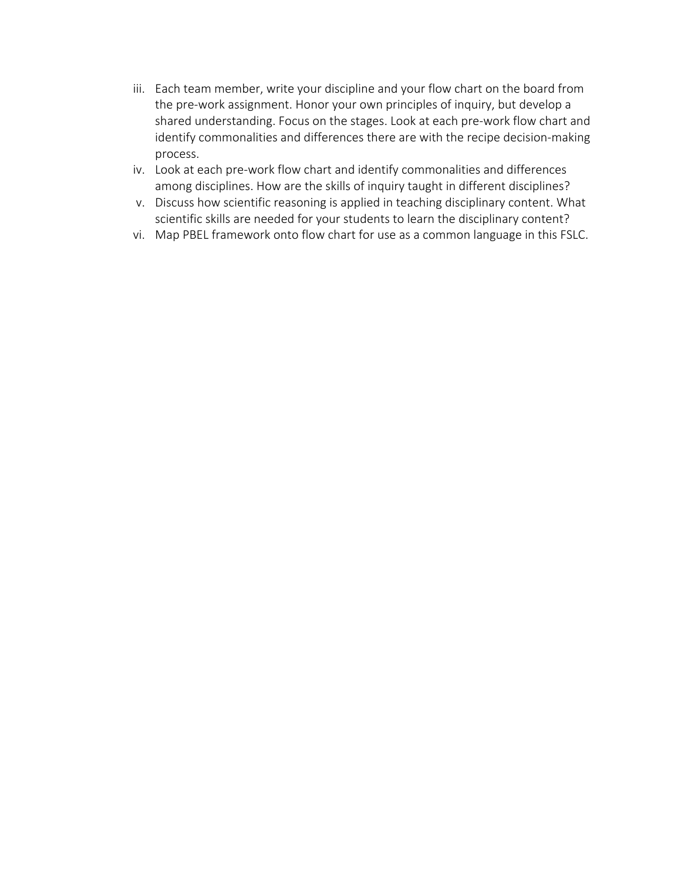iii. Each team member, write your discipline and your flow chart on the board from the pre-work assignment. Honor your own principles of inquiry, but develop a shared understanding. Focus on the stages. Look at each pre-work flow chart and identify commonalities and differences there are with the recipe decision-making process.

iv. Look at each pre-work flow chart and identify commonalities and differences among disciplines. How are the skills of inquiry taught in different disciplines?

v. Discuss how scientific reasoning is applied in teaching disciplinary content. What scientific skills are needed for your students to learn the disciplinary content?

vi. Map PBEL framework onto flow chart for use as a common language in this FSLC.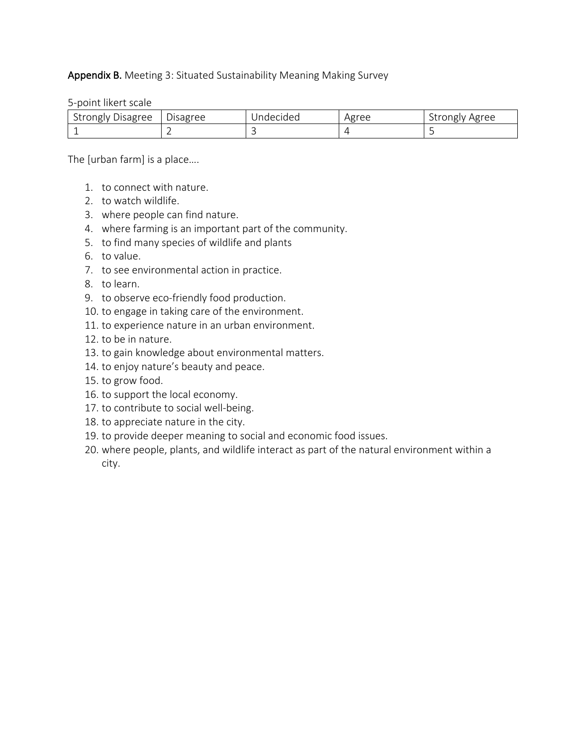**Appendix B.** Meeting 3: Situated Sustainability Meaning Making Survey

5-point likert scale

| Strongly Disagree | Disagree | Undecided | Agree | Strongly Agree |
|---|---|---|---|---|
| 1 | 2 | 3 | 4 | 5 |

The [urban farm] is a place….

1. to connect with nature.
2. to watch wildlife.
3. where people can find nature.
4. where farming is an important part of the community.
5. to find many species of wildlife and plants
6. to value.
7. to see environmental action in practice.
8. to learn.
9. to observe eco-friendly food production.
10. to engage in taking care of the environment.
11. to experience nature in an urban environment.
12. to be in nature.
13. to gain knowledge about environmental matters.
14. to enjoy nature's beauty and peace.
15. to grow food.
16. to support the local economy.
17. to contribute to social well-being.
18. to appreciate nature in the city.
19. to provide deeper meaning to social and economic food issues.
20. where people, plants, and wildlife interact as part of the natural environment within a city.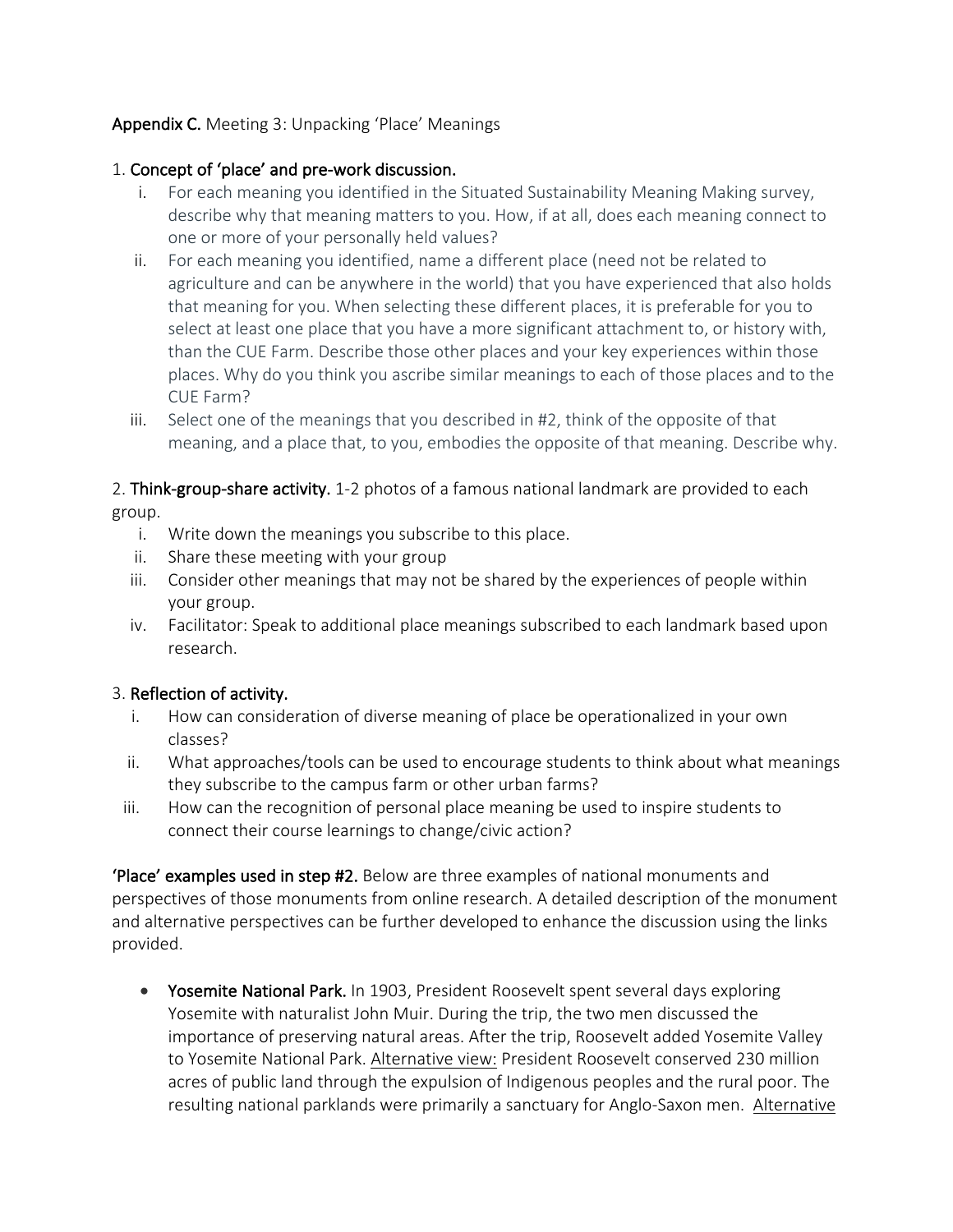**Appendix C.** Meeting 3: Unpacking 'Place' Meanings

1. **Concept of 'place' and pre-work discussion.**
   i. For each meaning you identified in the Situated Sustainability Meaning Making survey, describe why that meaning matters to you. How, if at all, does each meaning connect to one or more of your personally held values?
   ii. For each meaning you identified, name a different place (need not be related to agriculture and can be anywhere in the world) that you have experienced that also holds that meaning for you. When selecting these different places, it is preferable for you to select at least one place that you have a more significant attachment to, or history with, than the CUE Farm. Describe those other places and your key experiences within those places. Why do you think you ascribe similar meanings to each of those places and to the CUE Farm?
   iii. Select one of the meanings that you described in #2, think of the opposite of that meaning, and a place that, to you, embodies the opposite of that meaning. Describe why.

2. **Think-group-share activity.** 1-2 photos of a famous national landmark are provided to each group.
   i. Write down the meanings you subscribe to this place.
   ii. Share these meeting with your group
   iii. Consider other meanings that may not be shared by the experiences of people within your group.
   iv. Facilitator: Speak to additional place meanings subscribed to each landmark based upon research.

3. **Reflection of activity.**
   i. How can consideration of diverse meaning of place be operationalized in your own classes?
   ii. What approaches/tools can be used to encourage students to think about what meanings they subscribe to the campus farm or other urban farms?
   iii. How can the recognition of personal place meaning be used to inspire students to connect their course learnings to change/civic action?

**'Place' examples used in step #2.** Below are three examples of national monuments and perspectives of those monuments from online research. A detailed description of the monument and alternative perspectives can be further developed to enhance the discussion using the links provided.

- **Yosemite National Park.** In 1903, President Roosevelt spent several days exploring Yosemite with naturalist John Muir. During the trip, the two men discussed the importance of preserving natural areas. After the trip, Roosevelt added Yosemite Valley to Yosemite National Park. Alternative view: President Roosevelt conserved 230 million acres of public land through the expulsion of Indigenous peoples and the rural poor. The resulting national parklands were primarily a sanctuary for Anglo-Saxon men. Alternative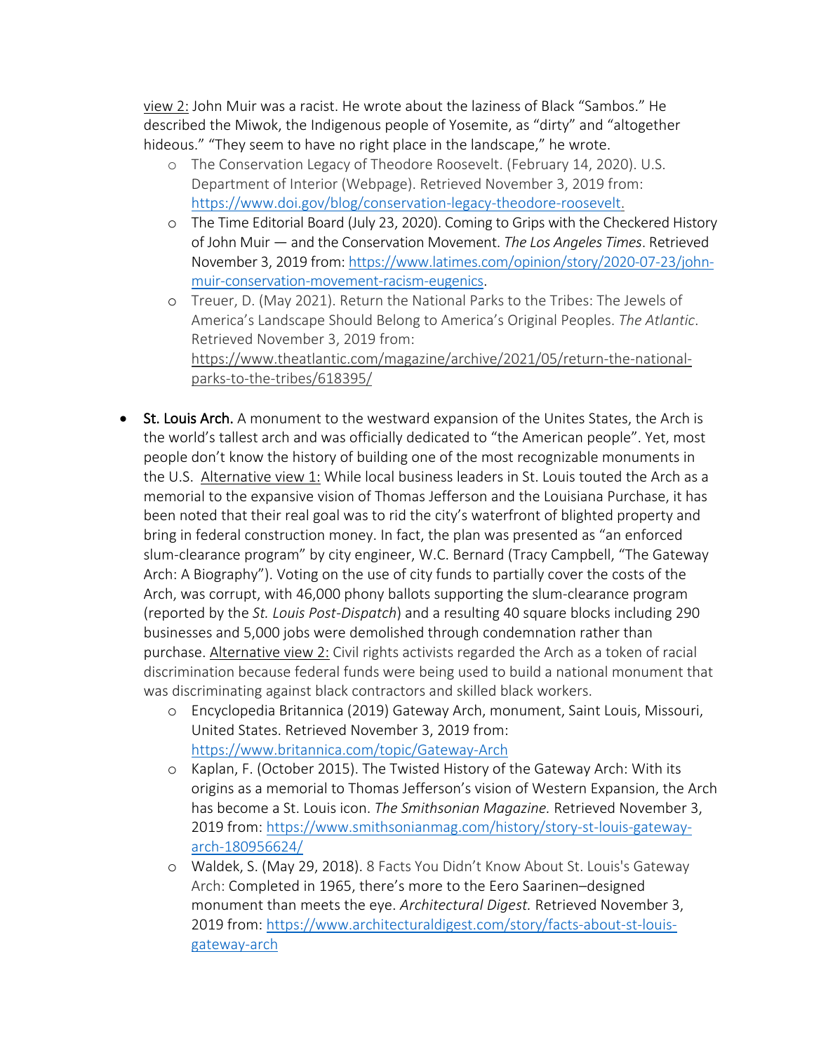view 2: John Muir was a racist. He wrote about the laziness of Black "Sambos." He described the Miwok, the Indigenous people of Yosemite, as "dirty" and "altogether hideous." "They seem to have no right place in the landscape," he wrote.

- The Conservation Legacy of Theodore Roosevelt. (February 14, 2020). U.S. Department of Interior (Webpage). Retrieved November 3, 2019 from: https://www.doi.gov/blog/conservation-legacy-theodore-roosevelt.
- The Time Editorial Board (July 23, 2020). Coming to Grips with the Checkered History of John Muir — and the Conservation Movement. *The Los Angeles Times*. Retrieved November 3, 2019 from: https://www.latimes.com/opinion/story/2020-07-23/john-muir-conservation-movement-racism-eugenics.
- Treuer, D. (May 2021). Return the National Parks to the Tribes: The Jewels of America's Landscape Should Belong to America's Original Peoples. *The Atlantic*. Retrieved November 3, 2019 from: https://www.theatlantic.com/magazine/archive/2021/05/return-the-national-parks-to-the-tribes/618395/

- St. Louis Arch. A monument to the westward expansion of the Unites States, the Arch is the world's tallest arch and was officially dedicated to "the American people". Yet, most people don't know the history of building one of the most recognizable monuments in the U.S. Alternative view 1: While local business leaders in St. Louis touted the Arch as a memorial to the expansive vision of Thomas Jefferson and the Louisiana Purchase, it has been noted that their real goal was to rid the city's waterfront of blighted property and bring in federal construction money. In fact, the plan was presented as "an enforced slum-clearance program" by city engineer, W.C. Bernard (Tracy Campbell, "The Gateway Arch: A Biography"). Voting on the use of city funds to partially cover the costs of the Arch, was corrupt, with 46,000 phony ballots supporting the slum-clearance program (reported by the *St. Louis Post-Dispatch*) and a resulting 40 square blocks including 290 businesses and 5,000 jobs were demolished through condemnation rather than purchase. Alternative view 2: Civil rights activists regarded the Arch as a token of racial discrimination because federal funds were being used to build a national monument that was discriminating against black contractors and skilled black workers.
    - Encyclopedia Britannica (2019) Gateway Arch, monument, Saint Louis, Missouri, United States. Retrieved November 3, 2019 from: https://www.britannica.com/topic/Gateway-Arch
    - Kaplan, F. (October 2015). The Twisted History of the Gateway Arch: With its origins as a memorial to Thomas Jefferson's vision of Western Expansion, the Arch has become a St. Louis icon. *The Smithsonian Magazine.* Retrieved November 3, 2019 from: https://www.smithsonianmag.com/history/story-st-louis-gateway-arch-180956624/
    - Waldek, S. (May 29, 2018). 8 Facts You Didn't Know About St. Louis's Gateway Arch: Completed in 1965, there's more to the Eero Saarinen–designed monument than meets the eye. *Architectural Digest.* Retrieved November 3, 2019 from: https://www.architecturaldigest.com/story/facts-about-st-louis-gateway-arch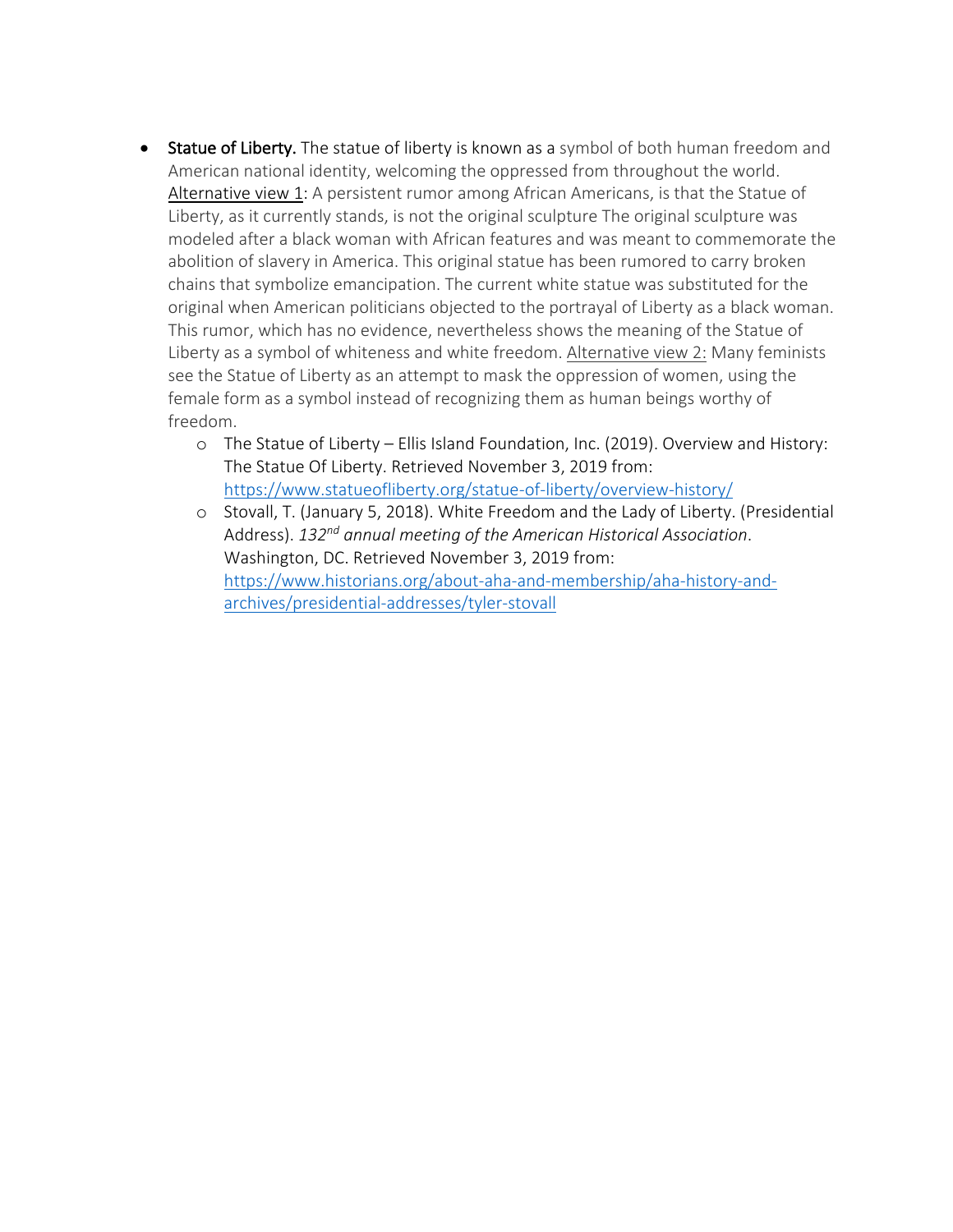- **Statue of Liberty.** The statue of liberty is known as a symbol of both human freedom and American national identity, welcoming the oppressed from throughout the world. <u>Alternative view 1</u>: A persistent rumor among African Americans, is that the Statue of Liberty, as it currently stands, is not the original sculpture The original sculpture was modeled after a black woman with African features and was meant to commemorate the abolition of slavery in America. This original statue has been rumored to carry broken chains that symbolize emancipation. The current white statue was substituted for the original when American politicians objected to the portrayal of Liberty as a black woman. This rumor, which has no evidence, nevertheless shows the meaning of the Statue of Liberty as a symbol of whiteness and white freedom. <u>Alternative view 2:</u> Many feminists see the Statue of Liberty as an attempt to mask the oppression of women, using the female form as a symbol instead of recognizing them as human beings worthy of freedom.
    - The Statue of Liberty – Ellis Island Foundation, Inc. (2019). Overview and History: The Statue Of Liberty. Retrieved November 3, 2019 from: https://www.statueofliberty.org/statue-of-liberty/overview-history/
    - Stovall, T. (January 5, 2018). White Freedom and the Lady of Liberty. (Presidential Address). *132nd annual meeting of the American Historical Association*. Washington, DC. Retrieved November 3, 2019 from: https://www.historians.org/about-aha-and-membership/aha-history-and-archives/presidential-addresses/tyler-stovall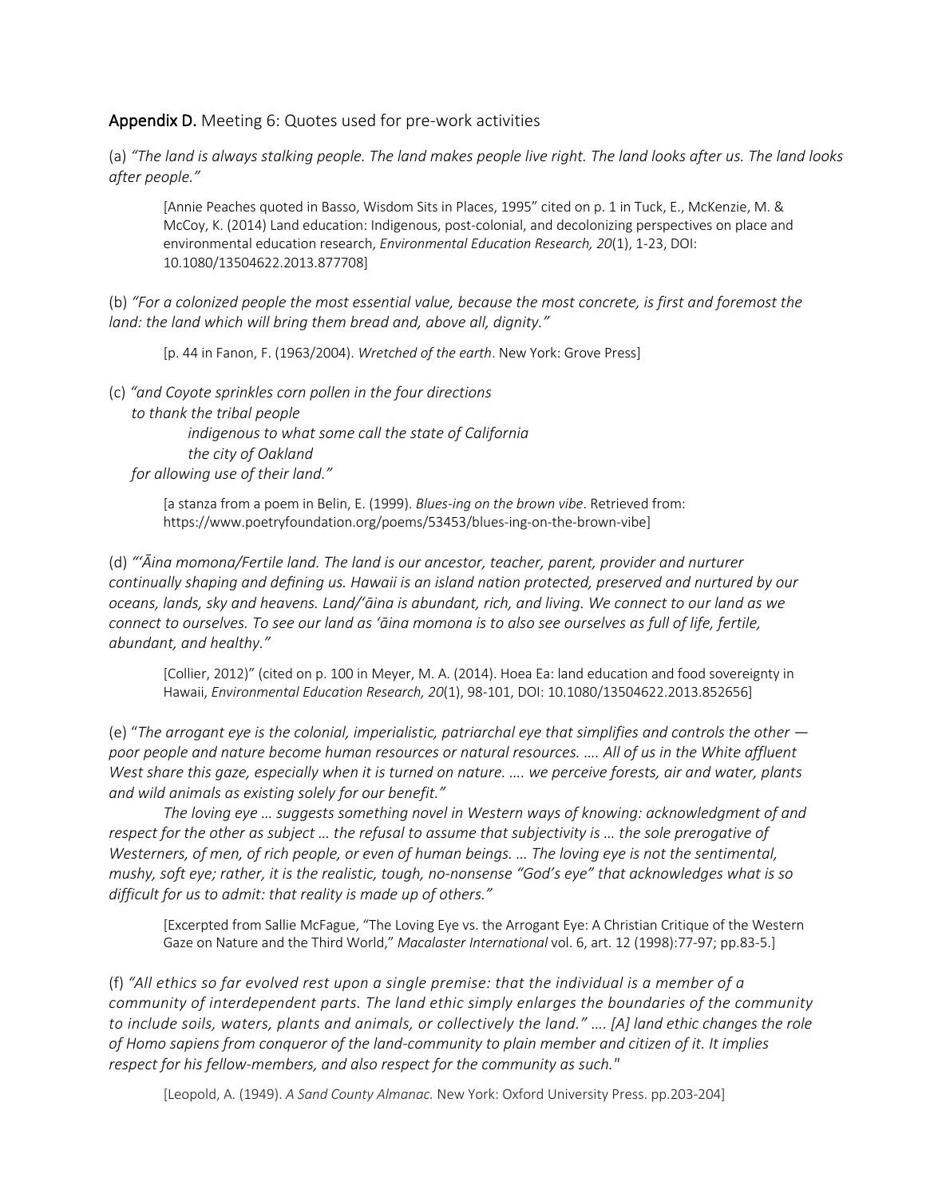**Appendix D.** Meeting 6: Quotes used for pre-work activities

(a) *"The land is always stalking people. The land makes people live right. The land looks after us. The land looks after people."*

> [Annie Peaches quoted in Basso, Wisdom Sits in Places, 1995" cited on p. 1 in Tuck, E., McKenzie, M. & McCoy, K. (2014) Land education: Indigenous, post-colonial, and decolonizing perspectives on place and environmental education research, *Environmental Education Research, 20*(1), 1-23, DOI: 10.1080/13504622.2013.877708]

(b) *"For a colonized people the most essential value, because the most concrete, is first and foremost the land: the land which will bring them bread and, above all, dignity."*

> [p. 44 in Fanon, F. (1963/2004). *Wretched of the earth*. New York: Grove Press]

(c) *"and Coyote sprinkles corn pollen in the four directions*
*to thank the tribal people*
*indigenous to what some call the state of California*
*the city of Oakland*
*for allowing use of their land."*

> [a stanza from a poem in Belin, E. (1999). *Blues-ing on the brown vibe*. Retrieved from: https://www.poetryfoundation.org/poems/53453/blues-ing-on-the-brown-vibe]

(d) *"'Āina momona/Fertile land. The land is our ancestor, teacher, parent, provider and nurturer continually shaping and defining us. Hawaii is an island nation protected, preserved and nurtured by our oceans, lands, sky and heavens. Land/'āina is abundant, rich, and living. We connect to our land as we connect to ourselves. To see our land as 'āina momona is to also see ourselves as full of life, fertile, abundant, and healthy."*

> [Collier, 2012)" (cited on p. 100 in Meyer, M. A. (2014). Hoea Ea: land education and food sovereignty in Hawaii, *Environmental Education Research, 20*(1), 98-101, DOI: 10.1080/13504622.2013.852656]

(e) "*The arrogant eye is the colonial, imperialistic, patriarchal eye that simplifies and controls the other — poor people and nature become human resources or natural resources. …. All of us in the White affluent West share this gaze, especially when it is turned on nature. …. we perceive forests, air and water, plants and wild animals as existing solely for our benefit."*

*The loving eye … suggests something novel in Western ways of knowing: acknowledgment of and respect for the other as subject … the refusal to assume that subjectivity is … the sole prerogative of Westerners, of men, of rich people, or even of human beings. … The loving eye is not the sentimental, mushy, soft eye; rather, it is the realistic, tough, no-nonsense "God's eye" that acknowledges what is so difficult for us to admit: that reality is made up of others."*

> [Excerpted from Sallie McFague, "The Loving Eye vs. the Arrogant Eye: A Christian Critique of the Western Gaze on Nature and the Third World," *Macalaster International* vol. 6, art. 12 (1998):77-97; pp.83-5.]

(f) *"All ethics so far evolved rest upon a single premise: that the individual is a member of a community of interdependent parts. The land ethic simply enlarges the boundaries of the community to include soils, waters, plants and animals, or collectively the land." …. [A] land ethic changes the role of Homo sapiens from conqueror of the land-community to plain member and citizen of it. It implies respect for his fellow-members, and also respect for the community as such."*

> [Leopold, A. (1949). *A Sand County Almanac.* New York: Oxford University Press. pp.203-204]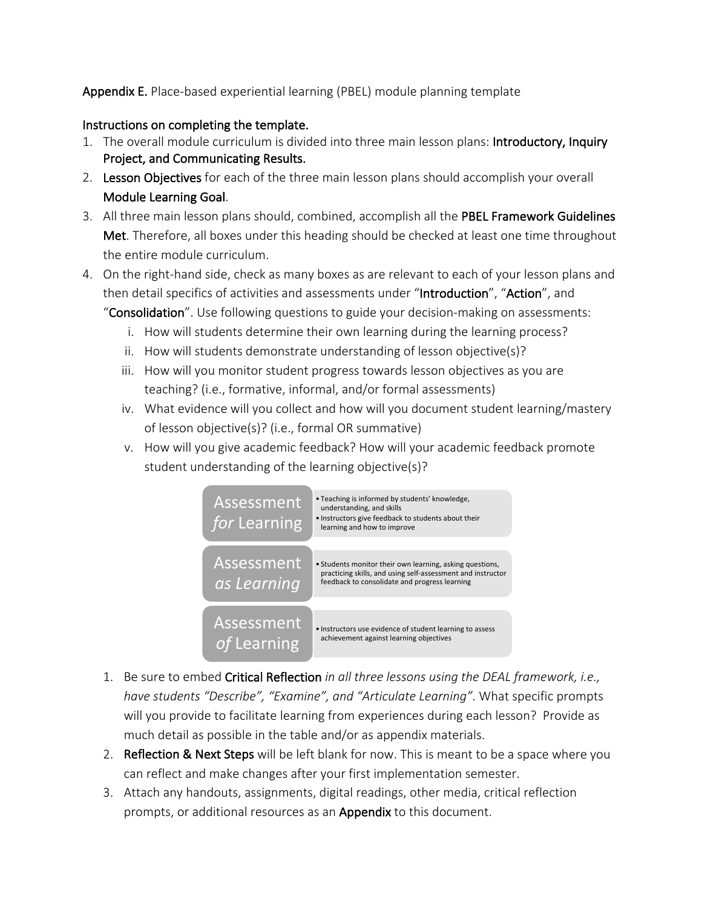**Appendix E.** Place-based experiential learning (PBEL) module planning template

**Instructions on completing the template.**

1. The overall module curriculum is divided into three main lesson plans: **Introductory, Inquiry Project, and Communicating Results.**
2. **Lesson Objectives** for each of the three main lesson plans should accomplish your overall **Module Learning Goal**.
3. All three main lesson plans should, combined, accomplish all the **PBEL Framework Guidelines Met**. Therefore, all boxes under this heading should be checked at least one time throughout the entire module curriculum.
4. On the right-hand side, check as many boxes as are relevant to each of your lesson plans and then detail specifics of activities and assessments under "**Introduction**", "**Action**", and "**Consolidation**". Use following questions to guide your decision-making on assessments:
    i. How will students determine their own learning during the learning process?
    ii. How will students demonstrate understanding of lesson objective(s)?
    iii. How will you monitor student progress towards lesson objectives as you are teaching? (i.e., formative, informal, and/or formal assessments)
    iv. What evidence will you collect and how will you document student learning/mastery of lesson objective(s)? (i.e., formal OR summative)
    v. How will you give academic feedback? How will your academic feedback promote student understanding of the learning objective(s)?

| | |
|---|---|
| Assessment *for* Learning | • Teaching is informed by students' knowledge, understanding, and skills<br>• Instructors give feedback to students about their learning and how to improve |
| Assessment *as Learning* | • Students monitor their own learning, asking questions, practicing skills, and using self-assessment and instructor feedback to consolidate and progress learning |
| Assessment *of* Learning | • Instructors use evidence of student learning to assess achievement against learning objectives |

1. Be sure to embed **Critical Reflection** *in all three lessons using the DEAL framework, i.e., have students "Describe", "Examine", and "Articulate Learning"*. What specific prompts will you provide to facilitate learning from experiences during each lesson? Provide as much detail as possible in the table and/or as appendix materials.
2. **Reflection & Next Steps** will be left blank for now. This is meant to be a space where you can reflect and make changes after your first implementation semester.
3. Attach any handouts, assignments, digital readings, other media, critical reflection prompts, or additional resources as an **Appendix** to this document.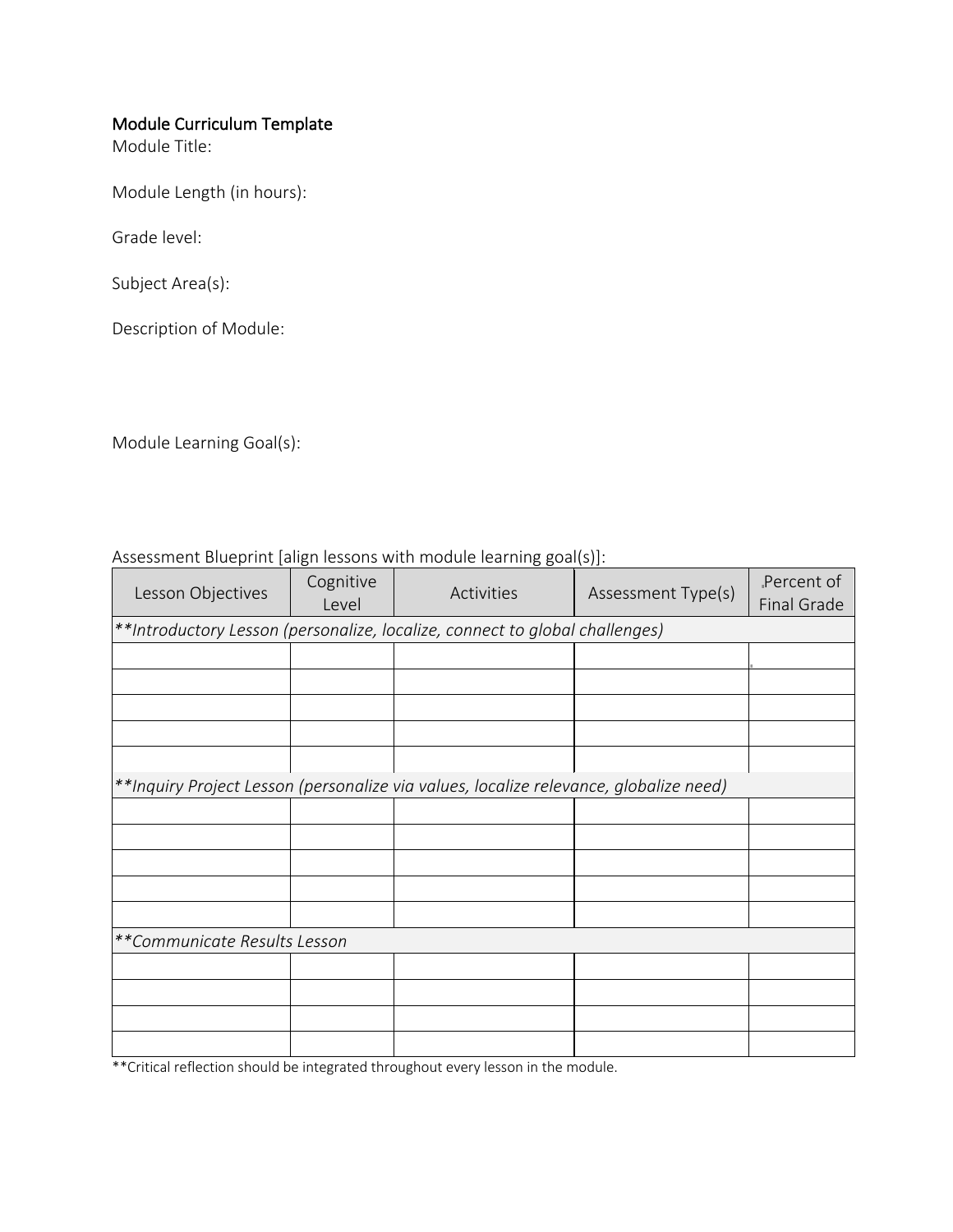Module Curriculum Template

Module Title:

Module Length (in hours):

Grade level:

Subject Area(s):

Description of Module:

Module Learning Goal(s):

Assessment Blueprint [align lessons with module learning goal(s)]:

| Lesson Objectives | Cognitive Level | Activities | Assessment Type(s) | Percent of Final Grade |
|---|---|---|---|---|
| ***Introductory Lesson (personalize, localize, connect to global challenges)* | | | | |
| | | | | |
| | | | | |
| | | | | |
| | | | | |
| | | | | |
| ***Inquiry Project Lesson (personalize via values, localize relevance, globalize need)* | | | | |
| | | | | |
| | | | | |
| | | | | |
| | | | | |
| | | | | |
| ***Communicate Results Lesson* | | | | |
| | | | | |
| | | | | |
| | | | | |
| | | | | |

**Critical reflection should be integrated throughout every lesson in the module.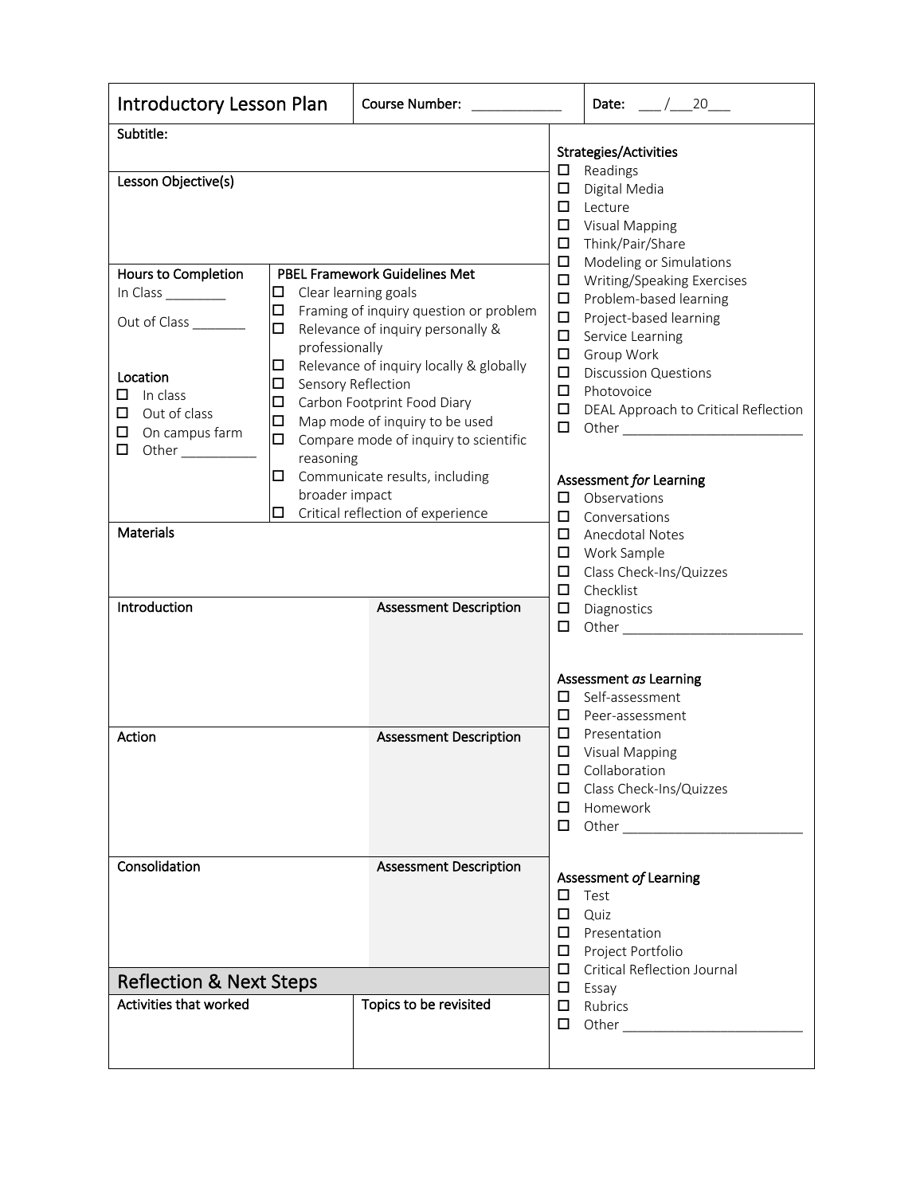| Introductory Lesson Plan | Course Number: ____________ | Date: ___ /___20___ |
|---|---|---|

**Subtitle:**

**Lesson Objective(s)**

**Hours to Completion**

In Class ________

Out of Class _______

**Location**

- ☐ In class
- ☐ Out of class
- ☐ On campus farm
- ☐ Other __________

**PBEL Framework Guidelines Met**

- ☐ Clear learning goals
- ☐ Framing of inquiry question or problem
- ☐ Relevance of inquiry personally & professionally
- ☐ Relevance of inquiry locally & globally
- ☐ Sensory Reflection
- ☐ Carbon Footprint Food Diary
- ☐ Map mode of inquiry to be used
- ☐ Compare mode of inquiry to scientific reasoning
- ☐ Communicate results, including broader impact
- ☐ Critical reflection of experience

**Materials**

| Introduction | Assessment Description |
|---|---|
| | |

| Action | Assessment Description |
|---|---|
| | |

| Consolidation | Assessment Description |
|---|---|
| | |

## Reflection & Next Steps

| Activities that worked | Topics to be revisited |
|---|---|
| | |

**Strategies/Activities**

- ☐ Readings
- ☐ Digital Media
- ☐ Lecture
- ☐ Visual Mapping
- ☐ Think/Pair/Share
- ☐ Modeling or Simulations
- ☐ Writing/Speaking Exercises
- ☐ Problem-based learning
- ☐ Project-based learning
- ☐ Service Learning
- ☐ Group Work
- ☐ Discussion Questions
- ☐ Photovoice
- ☐ DEAL Approach to Critical Reflection
- ☐ Other ________________________

**Assessment *for* Learning**

- ☐ Observations
- ☐ Conversations
- ☐ Anecdotal Notes
- ☐ Work Sample
- ☐ Class Check-Ins/Quizzes
- ☐ Checklist
- ☐ Diagnostics
- ☐ Other ________________________

**Assessment *as* Learning**

- ☐ Self-assessment
- ☐ Peer-assessment
- ☐ Presentation
- ☐ Visual Mapping
- ☐ Collaboration
- ☐ Class Check-Ins/Quizzes
- ☐ Homework
- ☐ Other ________________________

**Assessment *of* Learning**

- ☐ Test
- ☐ Quiz
- ☐ Presentation
- ☐ Project Portfolio
- ☐ Critical Reflection Journal
- ☐ Essay
- ☐ Rubrics
- ☐ Other ________________________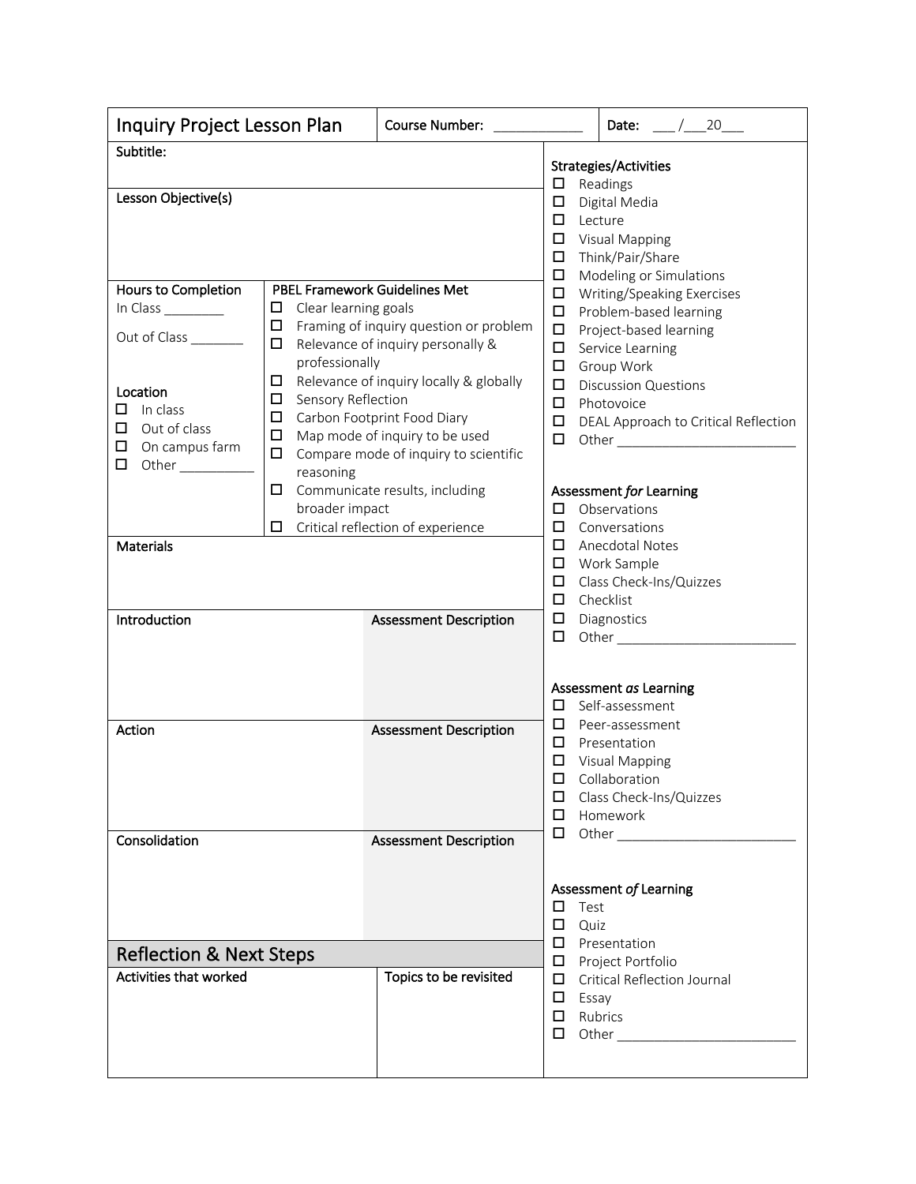# Inquiry Project Lesson Plan

Course Number: ____________

Date: ___ /___20___

**Subtitle:**

**Lesson Objective(s)**

**Hours to Completion**

In Class ________

Out of Class _______

**Location**

- ☐ In class
- ☐ Out of class
- ☐ On campus farm
- ☐ Other __________

**PBEL Framework Guidelines Met**

- ☐ Clear learning goals
- ☐ Framing of inquiry question or problem
- ☐ Relevance of inquiry personally & professionally
- ☐ Relevance of inquiry locally & globally
- ☐ Sensory Reflection
- ☐ Carbon Footprint Food Diary
- ☐ Map mode of inquiry to be used
- ☐ Compare mode of inquiry to scientific reasoning
- ☐ Communicate results, including broader impact
- ☐ Critical reflection of experience

**Materials**

| Introduction | Assessment Description |
|---|---|
| | |

| Action | Assessment Description |
|---|---|
| | |

| Consolidation | Assessment Description |
|---|---|
| | |

## Reflection & Next Steps

| Activities that worked | Topics to be revisited |
|---|---|
| | |

**Strategies/Activities**

- ☐ Readings
- ☐ Digital Media
- ☐ Lecture
- ☐ Visual Mapping
- ☐ Think/Pair/Share
- ☐ Modeling or Simulations
- ☐ Writing/Speaking Exercises
- ☐ Problem-based learning
- ☐ Project-based learning
- ☐ Service Learning
- ☐ Group Work
- ☐ Discussion Questions
- ☐ Photovoice
- ☐ DEAL Approach to Critical Reflection
- ☐ Other ________________________

**Assessment *for* Learning**

- ☐ Observations
- ☐ Conversations
- ☐ Anecdotal Notes
- ☐ Work Sample
- ☐ Class Check-Ins/Quizzes
- ☐ Checklist
- ☐ Diagnostics
- ☐ Other ________________________

**Assessment *as* Learning**

- ☐ Self-assessment
- ☐ Peer-assessment
- ☐ Presentation
- ☐ Visual Mapping
- ☐ Collaboration
- ☐ Class Check-Ins/Quizzes
- ☐ Homework
- ☐ Other ________________________

**Assessment *of* Learning**

- ☐ Test
- ☐ Quiz
- ☐ Presentation
- ☐ Project Portfolio
- ☐ Critical Reflection Journal
- ☐ Essay
- ☐ Rubrics
- ☐ Other ________________________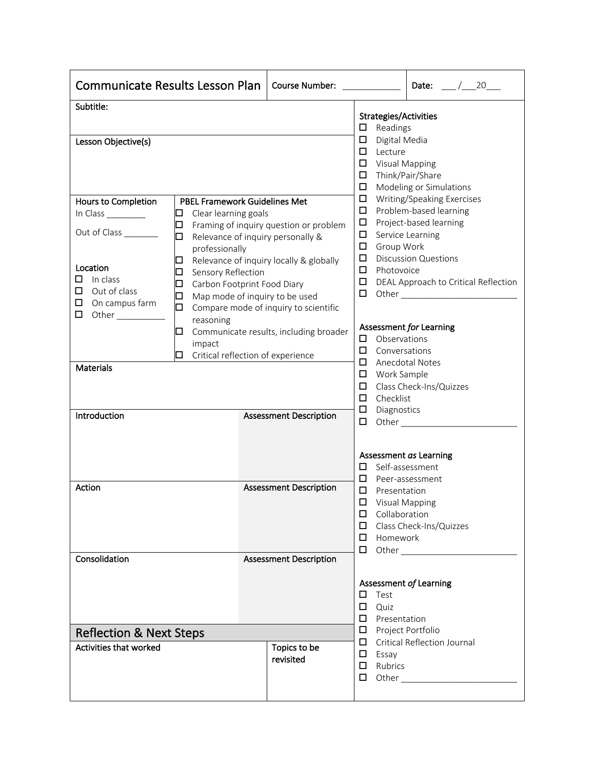# Communicate Results Lesson Plan

**Course Number:** ____________

**Date:** ___ /___20___

**Subtitle:**

**Lesson Objective(s)**

**Hours to Completion**

In Class ________

Out of Class _______

**Location**

- ☐ In class
- ☐ Out of class
- ☐ On campus farm
- ☐ Other __________

**PBEL Framework Guidelines Met**

- ☐ Clear learning goals
- ☐ Framing of inquiry question or problem
- ☐ Relevance of inquiry personally & professionally
- ☐ Relevance of inquiry locally & globally
- ☐ Sensory Reflection
- ☐ Carbon Footprint Food Diary
- ☐ Map mode of inquiry to be used
- ☐ Compare mode of inquiry to scientific reasoning
- ☐ Communicate results, including broader impact
- ☐ Critical reflection of experience

**Materials**

| Introduction | Assessment Description |
| --- | --- |
| | |

| Action | Assessment Description |
| --- | --- |
| | |

| Consolidation | Assessment Description |
| --- | --- |
| | |

## Reflection & Next Steps

| Activities that worked | Topics to be revisited |
| --- | --- |
| | |

**Strategies/Activities**

- ☐ Readings
- ☐ Digital Media
- ☐ Lecture
- ☐ Visual Mapping
- ☐ Think/Pair/Share
- ☐ Modeling or Simulations
- ☐ Writing/Speaking Exercises
- ☐ Problem-based learning
- ☐ Project-based learning
- ☐ Service Learning
- ☐ Group Work
- ☐ Discussion Questions
- ☐ Photovoice
- ☐ DEAL Approach to Critical Reflection
- ☐ Other ________________________

**Assessment *for* Learning**

- ☐ Observations
- ☐ Conversations
- ☐ Anecdotal Notes
- ☐ Work Sample
- ☐ Class Check-Ins/Quizzes
- ☐ Checklist
- ☐ Diagnostics
- ☐ Other ________________________

**Assessment *as* Learning**

- ☐ Self-assessment
- ☐ Peer-assessment
- ☐ Presentation
- ☐ Visual Mapping
- ☐ Collaboration
- ☐ Class Check-Ins/Quizzes
- ☐ Homework
- ☐ Other ________________________

**Assessment *of* Learning**

- ☐ Test
- ☐ Quiz
- ☐ Presentation
- ☐ Project Portfolio
- ☐ Critical Reflection Journal
- ☐ Essay
- ☐ Rubrics
- ☐ Other ________________________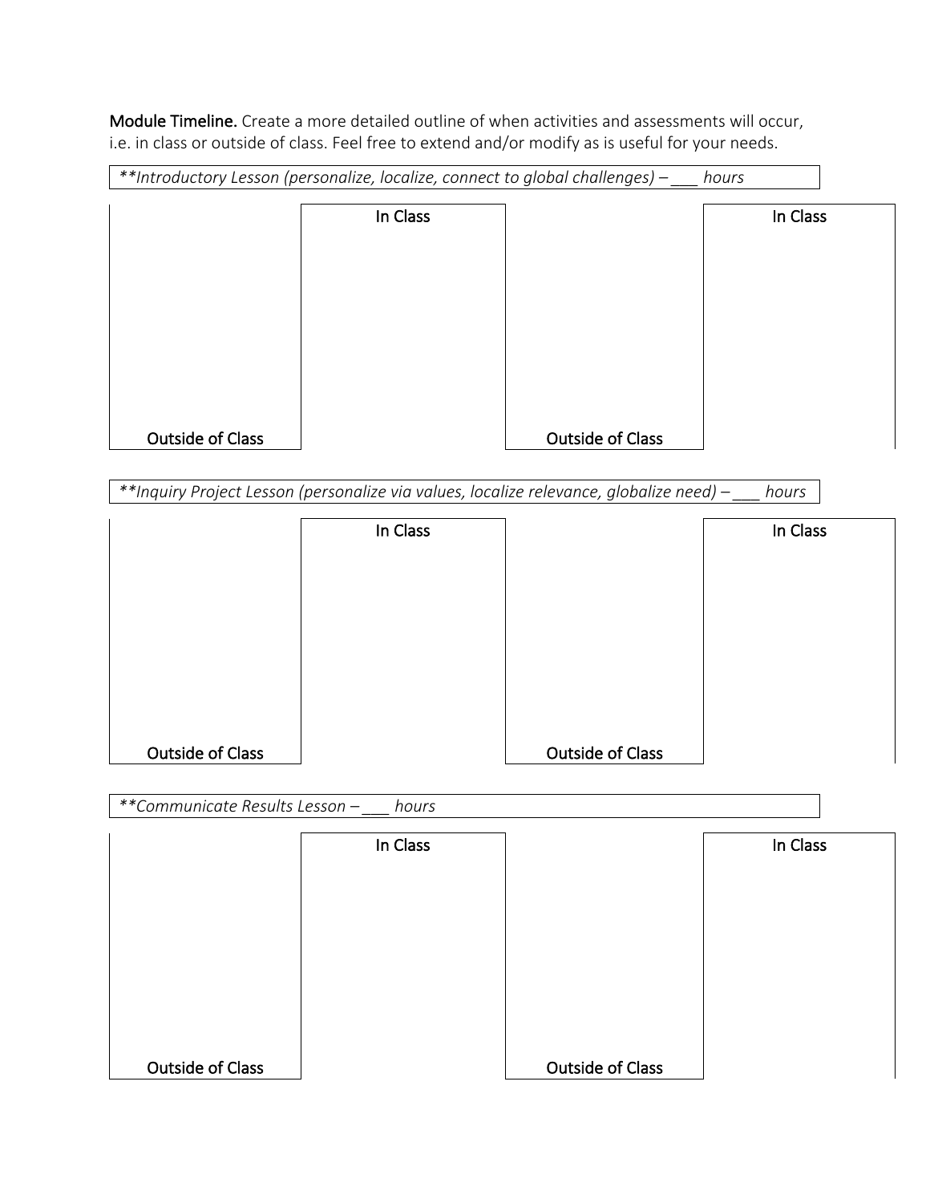**Module Timeline.** Create a more detailed outline of when activities and assessments will occur, i.e. in class or outside of class. Feel free to extend and/or modify as is useful for your needs.

*\*\*Introductory Lesson (personalize, localize, connect to global challenges) – ___ hours*

| Outside of Class | In Class | Outside of Class | In Class |
|---|---|---|---|
| | | | |

*\*\*Inquiry Project Lesson (personalize via values, localize relevance, globalize need) – ___ hours*

| Outside of Class | In Class | Outside of Class | In Class |
|---|---|---|---|
| | | | |

*\*\*Communicate Results Lesson – ___ hours*

| Outside of Class | In Class | Outside of Class | In Class |
|---|---|---|---|
| | | | |